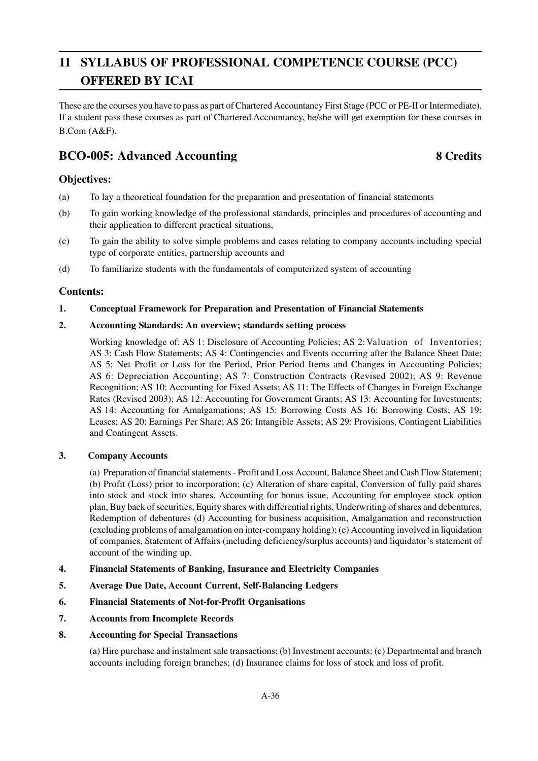# 11 SYLLABUS OF PROFESSIONAL COMPETENCE COURSE (PCC) OFFERED BY ICAI

These are the courses you have to pass as part of Chartered Accountancy First Stage (PCC or PE-II or Intermediate). If a student pass these courses as part of Chartered Accountancy, he/she will get exemption for these courses in B.Com (A&F).

## BCO-005: Advanced Accounting — 8 Credits

### Objectives:

(a) To lay a theoretical foundation for the preparation and presentation of financial statements

(b) To gain working knowledge of the professional standards, principles and procedures of accounting and their application to different practical situations,

(c) To gain the ability to solve simple problems and cases relating to company accounts including special type of corporate entities, partnership accounts and

(d) To familiarize students with the fundamentals of computerized system of accounting

### Contents:

**1. Conceptual Framework for Preparation and Presentation of Financial Statements**

**2. Accounting Standards: An overview; standards setting process**

Working knowledge of: AS 1: Disclosure of Accounting Policies; AS 2: Valuation of Inventories; AS 3: Cash Flow Statements; AS 4: Contingencies and Events occurring after the Balance Sheet Date; AS 5: Net Profit or Loss for the Period, Prior Period Items and Changes in Accounting Policies; AS 6: Depreciation Accounting; AS 7: Construction Contracts (Revised 2002); AS 9: Revenue Recognition; AS 10: Accounting for Fixed Assets; AS 11: The Effects of Changes in Foreign Exchange Rates (Revised 2003); AS 12: Accounting for Government Grants; AS 13: Accounting for Investments; AS 14: Accounting for Amalgamations; AS 15: Borrowing Costs AS 16: Borrowing Costs; AS 19: Leases; AS 20: Earnings Per Share; AS 26: Intangible Assets; AS 29: Provisions, Contingent Liabilities and Contingent Assets.

**3. Company Accounts**

(a) Preparation of financial statements - Profit and Loss Account, Balance Sheet and Cash Flow Statement; (b) Profit (Loss) prior to incorporation; (c) Alteration of share capital, Conversion of fully paid shares into stock and stock into shares, Accounting for bonus issue, Accounting for employee stock option plan, Buy back of securities, Equity shares with differential rights, Underwriting of shares and debentures, Redemption of debentures (d) Accounting for business acquisition, Amalgamation and reconstruction (excluding problems of amalgamation on inter-company holding); (e) Accounting involved in liquidation of companies, Statement of Affairs (including deficiency/surplus accounts) and liquidator's statement of account of the winding up.

**4. Financial Statements of Banking, Insurance and Electricity Companies**

**5. Average Due Date, Account Current, Self-Balancing Ledgers**

**6. Financial Statements of Not-for-Profit Organisations**

**7. Accounts from Incomplete Records**

**8. Accounting for Special Transactions**

(a) Hire purchase and instalment sale transactions; (b) Investment accounts; (c) Departmental and branch accounts including foreign branches; (d) Insurance claims for loss of stock and loss of profit.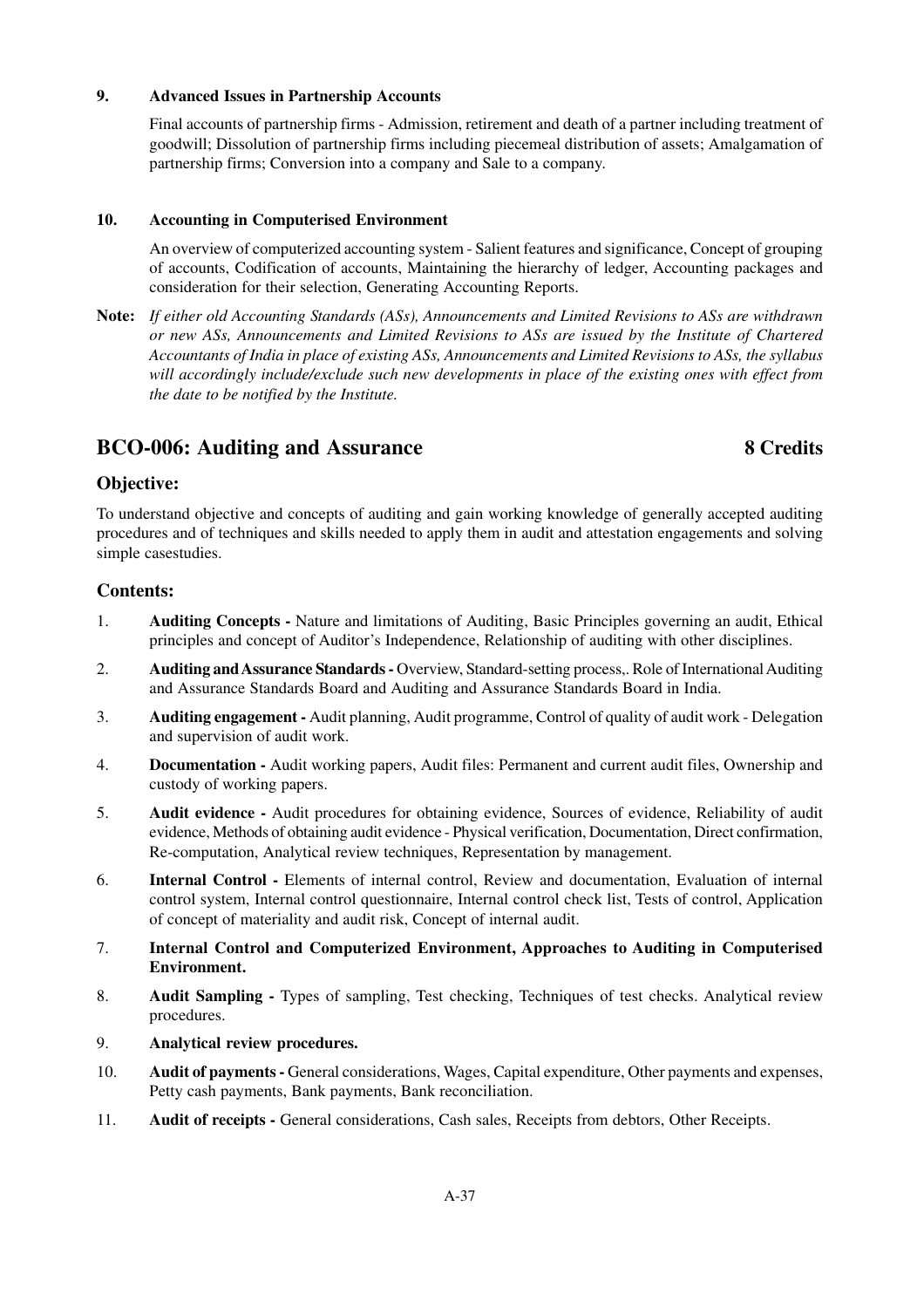**9. Advanced Issues in Partnership Accounts**

Final accounts of partnership firms - Admission, retirement and death of a partner including treatment of goodwill; Dissolution of partnership firms including piecemeal distribution of assets; Amalgamation of partnership firms; Conversion into a company and Sale to a company.

**10. Accounting in Computerised Environment**

An overview of computerized accounting system - Salient features and significance, Concept of grouping of accounts, Codification of accounts, Maintaining the hierarchy of ledger, Accounting packages and consideration for their selection, Generating Accounting Reports.

**Note:** *If either old Accounting Standards (ASs), Announcements and Limited Revisions to ASs are withdrawn or new ASs, Announcements and Limited Revisions to ASs are issued by the Institute of Chartered Accountants of India in place of existing ASs, Announcements and Limited Revisions to ASs, the syllabus will accordingly include/exclude such new developments in place of the existing ones with effect from the date to be notified by the Institute.*

## BCO-006: Auditing and Assurance — 8 Credits

### Objective:

To understand objective and concepts of auditing and gain working knowledge of generally accepted auditing procedures and of techniques and skills needed to apply them in audit and attestation engagements and solving simple casestudies.

### Contents:

1. **Auditing Concepts -** Nature and limitations of Auditing, Basic Principles governing an audit, Ethical principles and concept of Auditor's Independence, Relationship of auditing with other disciplines.
2. **Auditing and Assurance Standards -** Overview, Standard-setting process,. Role of International Auditing and Assurance Standards Board and Auditing and Assurance Standards Board in India.
3. **Auditing engagement -** Audit planning, Audit programme, Control of quality of audit work - Delegation and supervision of audit work.
4. **Documentation -** Audit working papers, Audit files: Permanent and current audit files, Ownership and custody of working papers.
5. **Audit evidence -** Audit procedures for obtaining evidence, Sources of evidence, Reliability of audit evidence, Methods of obtaining audit evidence - Physical verification, Documentation, Direct confirmation, Re-computation, Analytical review techniques, Representation by management.
6. **Internal Control -** Elements of internal control, Review and documentation, Evaluation of internal control system, Internal control questionnaire, Internal control check list, Tests of control, Application of concept of materiality and audit risk, Concept of internal audit.
7. **Internal Control and Computerized Environment, Approaches to Auditing in Computerised Environment.**
8. **Audit Sampling -** Types of sampling, Test checking, Techniques of test checks. Analytical review procedures.
9. **Analytical review procedures.**
10. **Audit of payments -** General considerations, Wages, Capital expenditure, Other payments and expenses, Petty cash payments, Bank payments, Bank reconciliation.
11. **Audit of receipts -** General considerations, Cash sales, Receipts from debtors, Other Receipts.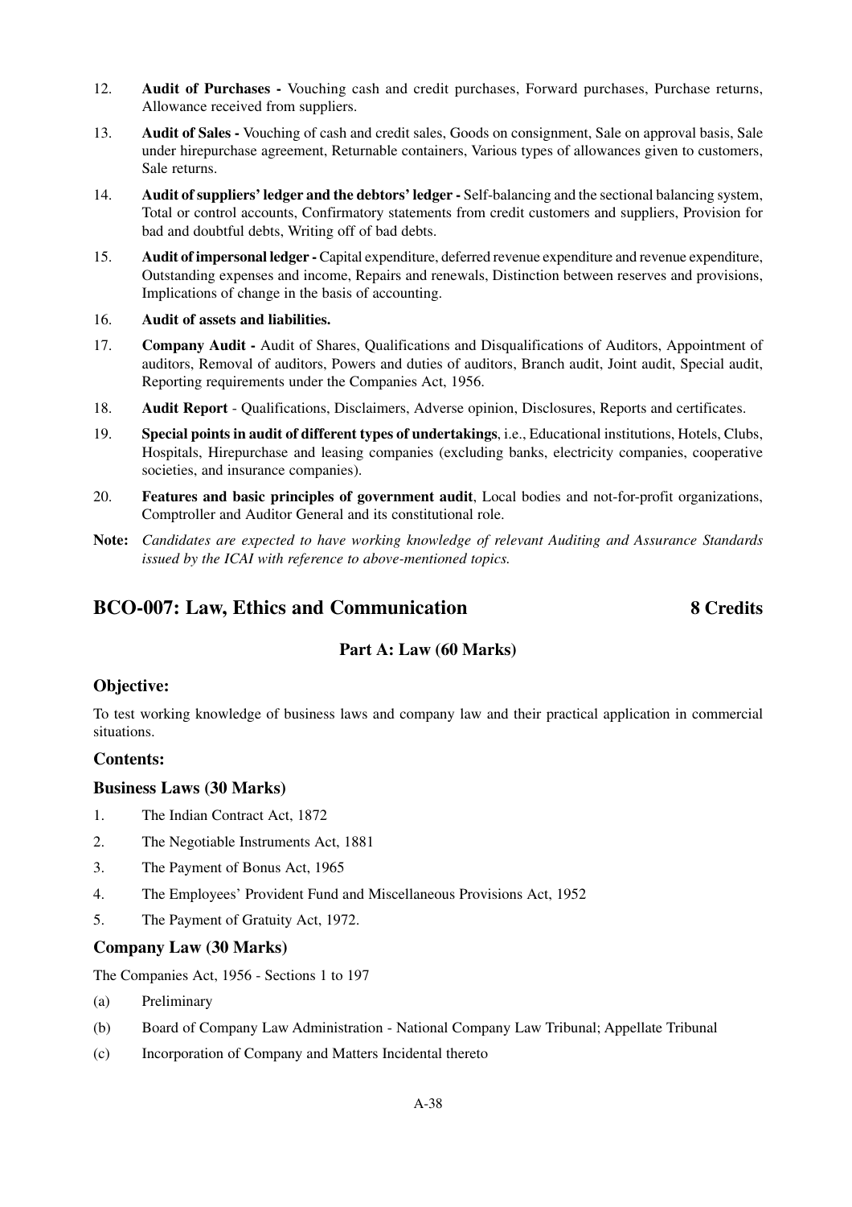12. **Audit of Purchases -** Vouching cash and credit purchases, Forward purchases, Purchase returns, Allowance received from suppliers.

13. **Audit of Sales -** Vouching of cash and credit sales, Goods on consignment, Sale on approval basis, Sale under hirepurchase agreement, Returnable containers, Various types of allowances given to customers, Sale returns.

14. **Audit of suppliers' ledger and the debtors' ledger -** Self-balancing and the sectional balancing system, Total or control accounts, Confirmatory statements from credit customers and suppliers, Provision for bad and doubtful debts, Writing off of bad debts.

15. **Audit of impersonal ledger -** Capital expenditure, deferred revenue expenditure and revenue expenditure, Outstanding expenses and income, Repairs and renewals, Distinction between reserves and provisions, Implications of change in the basis of accounting.

16. **Audit of assets and liabilities.**

17. **Company Audit -** Audit of Shares, Qualifications and Disqualifications of Auditors, Appointment of auditors, Removal of auditors, Powers and duties of auditors, Branch audit, Joint audit, Special audit, Reporting requirements under the Companies Act, 1956.

18. **Audit Report** - Qualifications, Disclaimers, Adverse opinion, Disclosures, Reports and certificates.

19. **Special points in audit of different types of undertakings**, i.e., Educational institutions, Hotels, Clubs, Hospitals, Hirepurchase and leasing companies (excluding banks, electricity companies, cooperative societies, and insurance companies).

20. **Features and basic principles of government audit**, Local bodies and not-for-profit organizations, Comptroller and Auditor General and its constitutional role.

**Note:** *Candidates are expected to have working knowledge of relevant Auditing and Assurance Standards issued by the ICAI with reference to above-mentioned topics.*

## BCO-007: Law, Ethics and Communication — 8 Credits

### Part A: Law (60 Marks)

### Objective:

To test working knowledge of business laws and company law and their practical application in commercial situations.

### Contents:

### Business Laws (30 Marks)

1. The Indian Contract Act, 1872
2. The Negotiable Instruments Act, 1881
3. The Payment of Bonus Act, 1965
4. The Employees' Provident Fund and Miscellaneous Provisions Act, 1952
5. The Payment of Gratuity Act, 1972.

### Company Law (30 Marks)

The Companies Act, 1956 - Sections 1 to 197

(a) Preliminary

(b) Board of Company Law Administration - National Company Law Tribunal; Appellate Tribunal

(c) Incorporation of Company and Matters Incidental thereto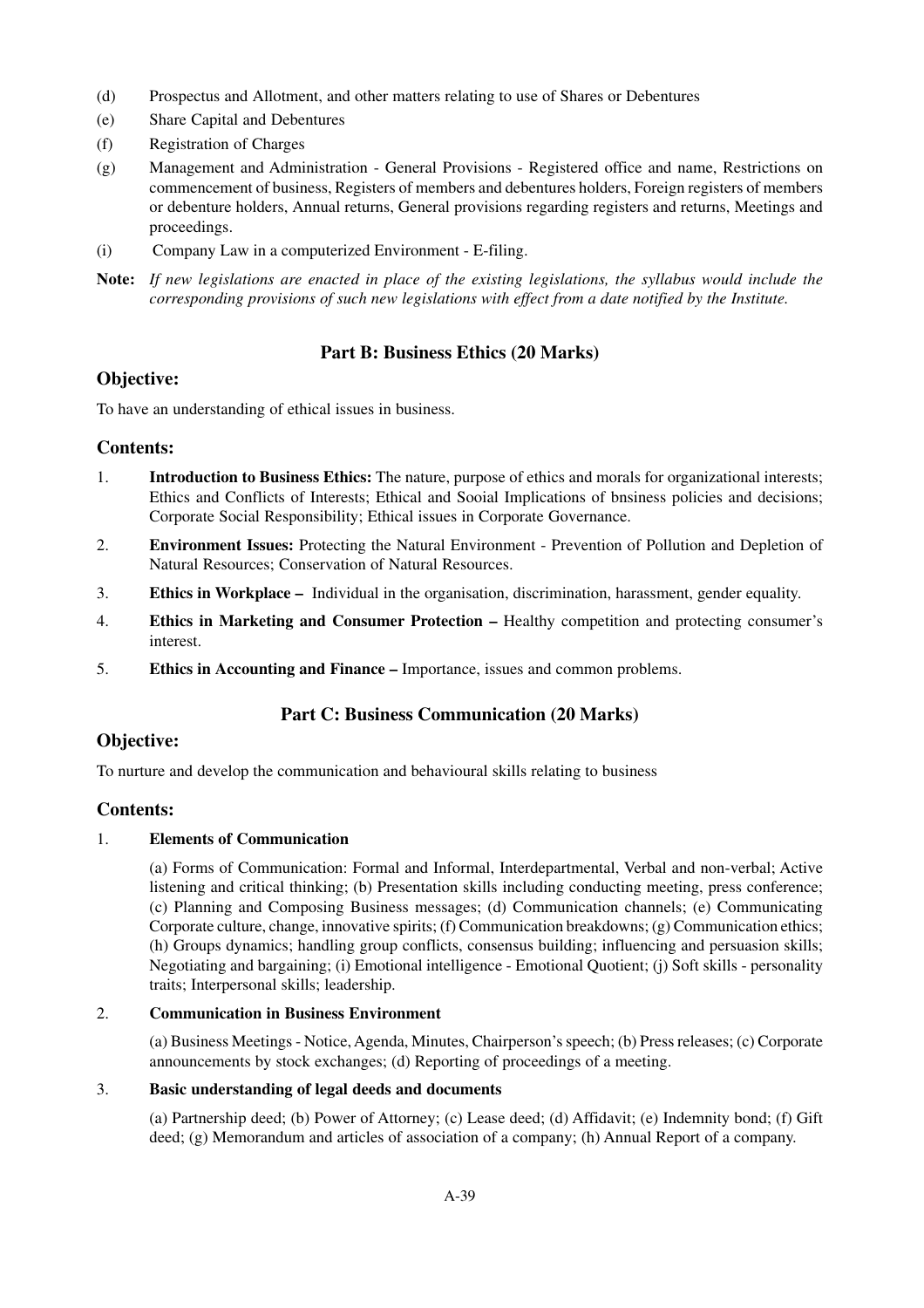(d) Prospectus and Allotment, and other matters relating to use of Shares or Debentures

(e) Share Capital and Debentures

(f) Registration of Charges

(g) Management and Administration - General Provisions - Registered office and name, Restrictions on commencement of business, Registers of members and debentures holders, Foreign registers of members or debenture holders, Annual returns, General provisions regarding registers and returns, Meetings and proceedings.

(i) Company Law in a computerized Environment - E-filing.

**Note:** *If new legislations are enacted in place of the existing legislations, the syllabus would include the corresponding provisions of such new legislations with effect from a date notified by the Institute.*

### Part B: Business Ethics (20 Marks)

## Objective:

To have an understanding of ethical issues in business.

## Contents:

1. **Introduction to Business Ethics:** The nature, purpose of ethics and morals for organizational interests; Ethics and Conflicts of Interests; Ethical and Sooial Implications of bnsiness policies and decisions; Corporate Social Responsibility; Ethical issues in Corporate Governance.
2. **Environment Issues:** Protecting the Natural Environment - Prevention of Pollution and Depletion of Natural Resources; Conservation of Natural Resources.
3. **Ethics in Workplace –** Individual in the organisation, discrimination, harassment, gender equality.
4. **Ethics in Marketing and Consumer Protection –** Healthy competition and protecting consumer's interest.
5. **Ethics in Accounting and Finance –** Importance, issues and common problems.

### Part C: Business Communication (20 Marks)

## Objective:

To nurture and develop the communication and behavioural skills relating to business

## Contents:

1. **Elements of Communication**

   (a) Forms of Communication: Formal and Informal, Interdepartmental, Verbal and non-verbal; Active listening and critical thinking; (b) Presentation skills including conducting meeting, press conference; (c) Planning and Composing Business messages; (d) Communication channels; (e) Communicating Corporate culture, change, innovative spirits; (f) Communication breakdowns; (g) Communication ethics; (h) Groups dynamics; handling group conflicts, consensus building; influencing and persuasion skills; Negotiating and bargaining; (i) Emotional intelligence - Emotional Quotient; (j) Soft skills - personality traits; Interpersonal skills; leadership.

2. **Communication in Business Environment**

   (a) Business Meetings - Notice, Agenda, Minutes, Chairperson's speech; (b) Press releases; (c) Corporate announcements by stock exchanges; (d) Reporting of proceedings of a meeting.

3. **Basic understanding of legal deeds and documents**

   (a) Partnership deed; (b) Power of Attorney; (c) Lease deed; (d) Affidavit; (e) Indemnity bond; (f) Gift deed; (g) Memorandum and articles of association of a company; (h) Annual Report of a company.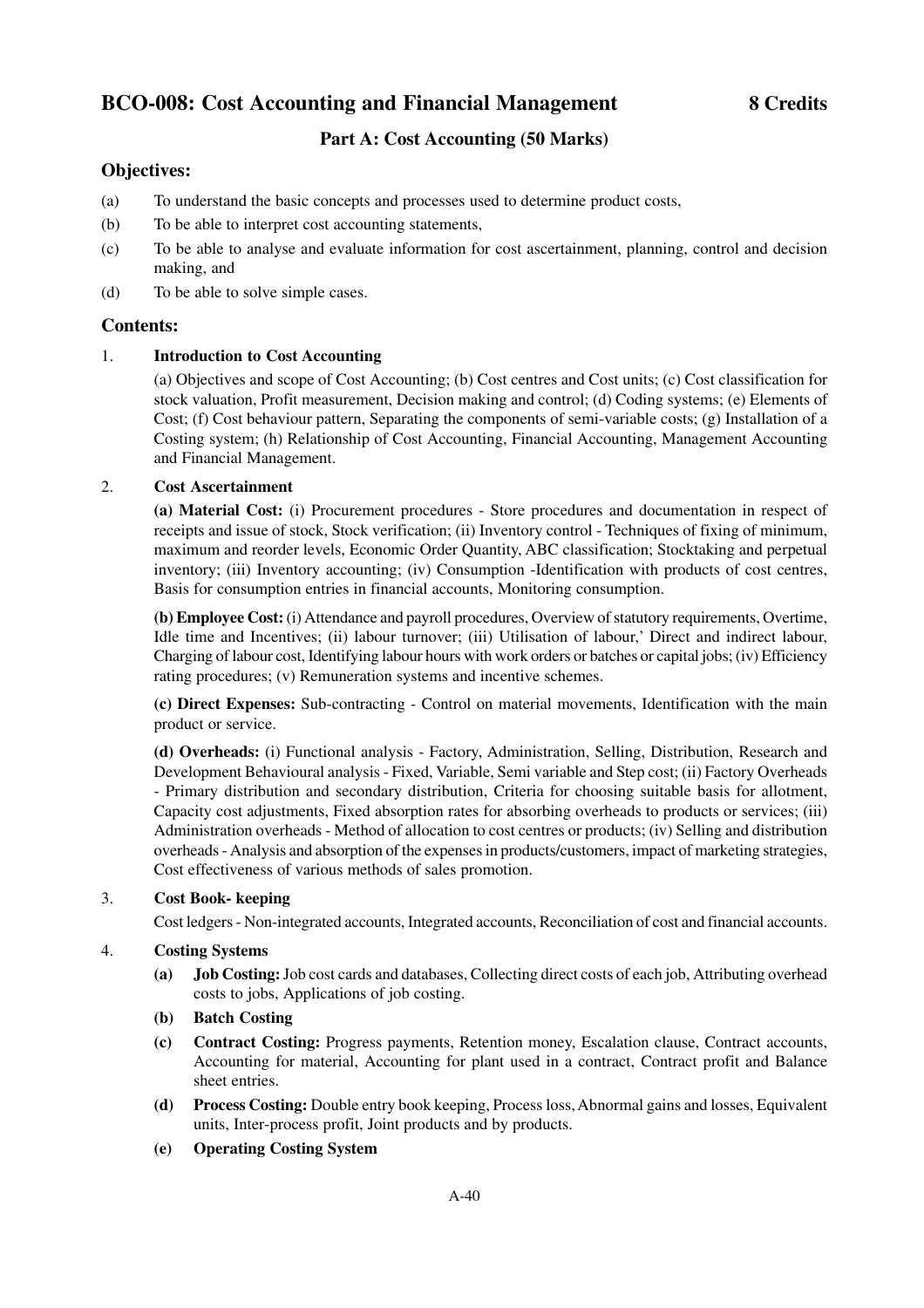## BCO-008: Cost Accounting and Financial Management 8 Credits

### Part A: Cost Accounting (50 Marks)

### Objectives:

(a) To understand the basic concepts and processes used to determine product costs,

(b) To be able to interpret cost accounting statements,

(c) To be able to analyse and evaluate information for cost ascertainment, planning, control and decision making, and

(d) To be able to solve simple cases.

### Contents:

1. **Introduction to Cost Accounting**

   (a) Objectives and scope of Cost Accounting; (b) Cost centres and Cost units; (c) Cost classification for stock valuation, Profit measurement, Decision making and control; (d) Coding systems; (e) Elements of Cost; (f) Cost behaviour pattern, Separating the components of semi-variable costs; (g) Installation of a Costing system; (h) Relationship of Cost Accounting, Financial Accounting, Management Accounting and Financial Management.

2. **Cost Ascertainment**

   **(a) Material Cost:** (i) Procurement procedures - Store procedures and documentation in respect of receipts and issue of stock, Stock verification; (ii) Inventory control - Techniques of fixing of minimum, maximum and reorder levels, Economic Order Quantity, ABC classification; Stocktaking and perpetual inventory; (iii) Inventory accounting; (iv) Consumption -Identification with products of cost centres, Basis for consumption entries in financial accounts, Monitoring consumption.

   **(b) Employee Cost:** (i) Attendance and payroll procedures, Overview of statutory requirements, Overtime, Idle time and Incentives; (ii) labour turnover; (iii) Utilisation of labour,' Direct and indirect labour, Charging of labour cost, Identifying labour hours with work orders or batches or capital jobs; (iv) Efficiency rating procedures; (v) Remuneration systems and incentive schemes.

   **(c) Direct Expenses:** Sub-contracting - Control on material movements, Identification with the main product or service.

   **(d) Overheads:** (i) Functional analysis - Factory, Administration, Selling, Distribution, Research and Development Behavioural analysis - Fixed, Variable, Semi variable and Step cost; (ii) Factory Overheads - Primary distribution and secondary distribution, Criteria for choosing suitable basis for allotment, Capacity cost adjustments, Fixed absorption rates for absorbing overheads to products or services; (iii) Administration overheads - Method of allocation to cost centres or products; (iv) Selling and distribution overheads - Analysis and absorption of the expenses in products/customers, impact of marketing strategies, Cost effectiveness of various methods of sales promotion.

3. **Cost Book- keeping**

   Cost ledgers - Non-integrated accounts, Integrated accounts, Reconciliation of cost and financial accounts.

4. **Costing Systems**

   **(a) Job Costing:** Job cost cards and databases, Collecting direct costs of each job, Attributing overhead costs to jobs, Applications of job costing.

   **(b) Batch Costing**

   **(c) Contract Costing:** Progress payments, Retention money, Escalation clause, Contract accounts, Accounting for material, Accounting for plant used in a contract, Contract profit and Balance sheet entries.

   **(d) Process Costing:** Double entry book keeping, Process loss, Abnormal gains and losses, Equivalent units, Inter-process profit, Joint products and by products.

   **(e) Operating Costing System**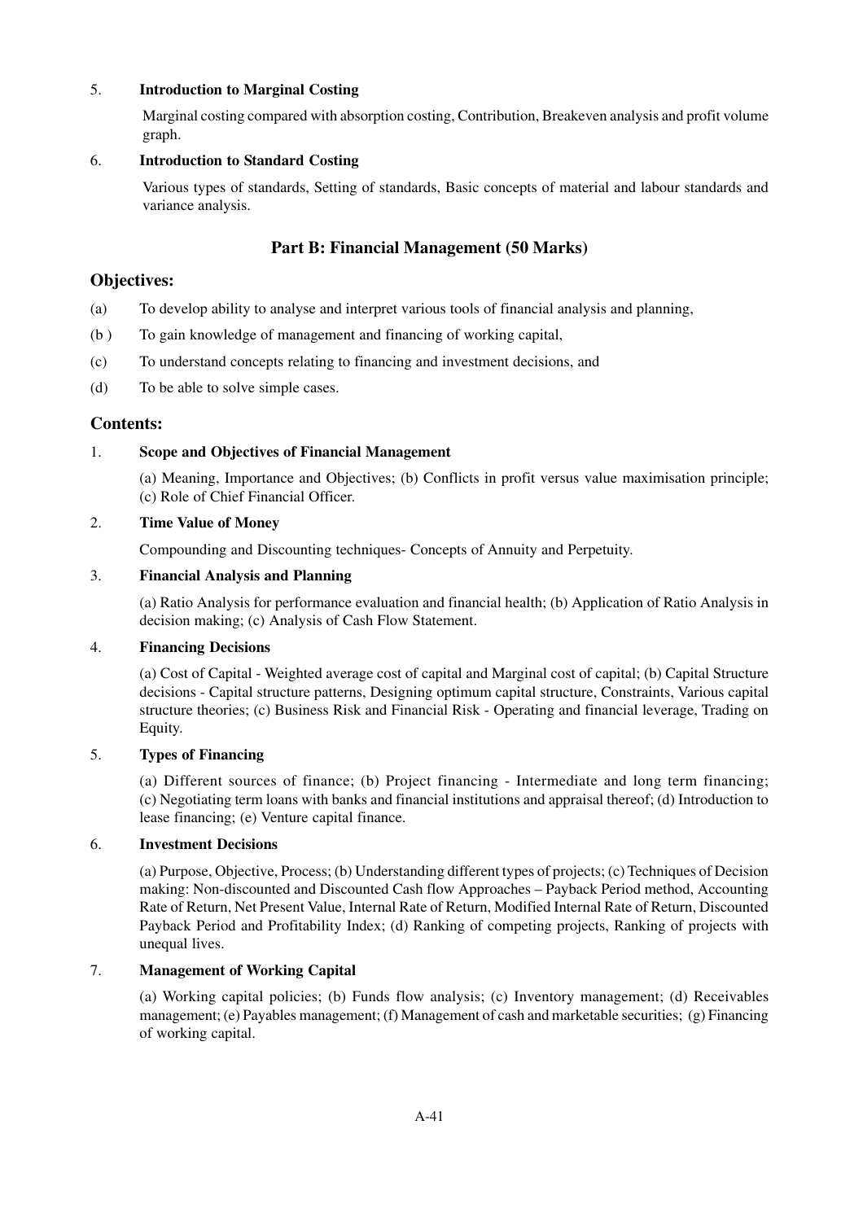5. **Introduction to Marginal Costing**

    Marginal costing compared with absorption costing, Contribution, Breakeven analysis and profit volume graph.

6. **Introduction to Standard Costing**

    Various types of standards, Setting of standards, Basic concepts of material and labour standards and variance analysis.

## Part B: Financial Management (50 Marks)

### Objectives:

(a) To develop ability to analyse and interpret various tools of financial analysis and planning,

(b ) To gain knowledge of management and financing of working capital,

(c) To understand concepts relating to financing and investment decisions, and

(d) To be able to solve simple cases.

### Contents:

1. **Scope and Objectives of Financial Management**

    (a) Meaning, Importance and Objectives; (b) Conflicts in profit versus value maximisation principle; (c) Role of Chief Financial Officer.

2. **Time Value of Money**

    Compounding and Discounting techniques- Concepts of Annuity and Perpetuity.

3. **Financial Analysis and Planning**

    (a) Ratio Analysis for performance evaluation and financial health; (b) Application of Ratio Analysis in decision making; (c) Analysis of Cash Flow Statement.

4. **Financing Decisions**

    (a) Cost of Capital - Weighted average cost of capital and Marginal cost of capital; (b) Capital Structure decisions - Capital structure patterns, Designing optimum capital structure, Constraints, Various capital structure theories; (c) Business Risk and Financial Risk - Operating and financial leverage, Trading on Equity.

5. **Types of Financing**

    (a) Different sources of finance; (b) Project financing - Intermediate and long term financing; (c) Negotiating term loans with banks and financial institutions and appraisal thereof; (d) Introduction to lease financing; (e) Venture capital finance.

6. **Investment Decisions**

    (a) Purpose, Objective, Process; (b) Understanding different types of projects; (c) Techniques of Decision making: Non-discounted and Discounted Cash flow Approaches – Payback Period method, Accounting Rate of Return, Net Present Value, Internal Rate of Return, Modified Internal Rate of Return, Discounted Payback Period and Profitability Index; (d) Ranking of competing projects, Ranking of projects with unequal lives.

7. **Management of Working Capital**

    (a) Working capital policies; (b) Funds flow analysis; (c) Inventory management; (d) Receivables management; (e) Payables management; (f) Management of cash and marketable securities; (g) Financing of working capital.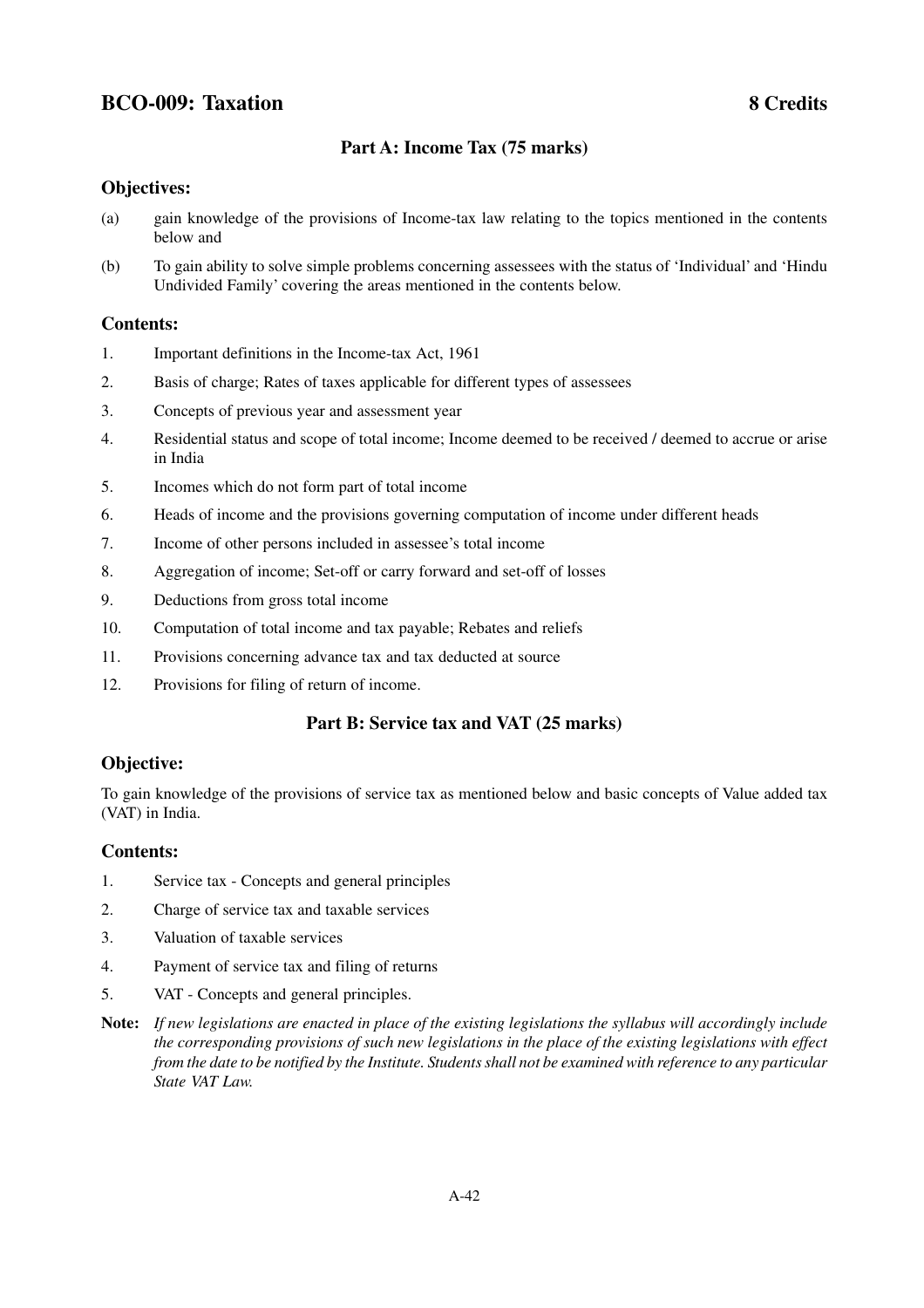## BCO-009: Taxation 8 Credits

### Part A: Income Tax (75 marks)

**Objectives:**

(a) gain knowledge of the provisions of Income-tax law relating to the topics mentioned in the contents below and

(b) To gain ability to solve simple problems concerning assessees with the status of 'Individual' and 'Hindu Undivided Family' covering the areas mentioned in the contents below.

**Contents:**

1. Important definitions in the Income-tax Act, 1961
2. Basis of charge; Rates of taxes applicable for different types of assessees
3. Concepts of previous year and assessment year
4. Residential status and scope of total income; Income deemed to be received / deemed to accrue or arise in India
5. Incomes which do not form part of total income
6. Heads of income and the provisions governing computation of income under different heads
7. Income of other persons included in assessee's total income
8. Aggregation of income; Set-off or carry forward and set-off of losses
9. Deductions from gross total income
10. Computation of total income and tax payable; Rebates and reliefs
11. Provisions concerning advance tax and tax deducted at source
12. Provisions for filing of return of income.

### Part B: Service tax and VAT (25 marks)

**Objective:**

To gain knowledge of the provisions of service tax as mentioned below and basic concepts of Value added tax (VAT) in India.

**Contents:**

1. Service tax - Concepts and general principles
2. Charge of service tax and taxable services
3. Valuation of taxable services
4. Payment of service tax and filing of returns
5. VAT - Concepts and general principles.

**Note:** *If new legislations are enacted in place of the existing legislations the syllabus will accordingly include the corresponding provisions of such new legislations in the place of the existing legislations with effect from the date to be notified by the Institute. Students shall not be examined with reference to any particular State VAT Law.*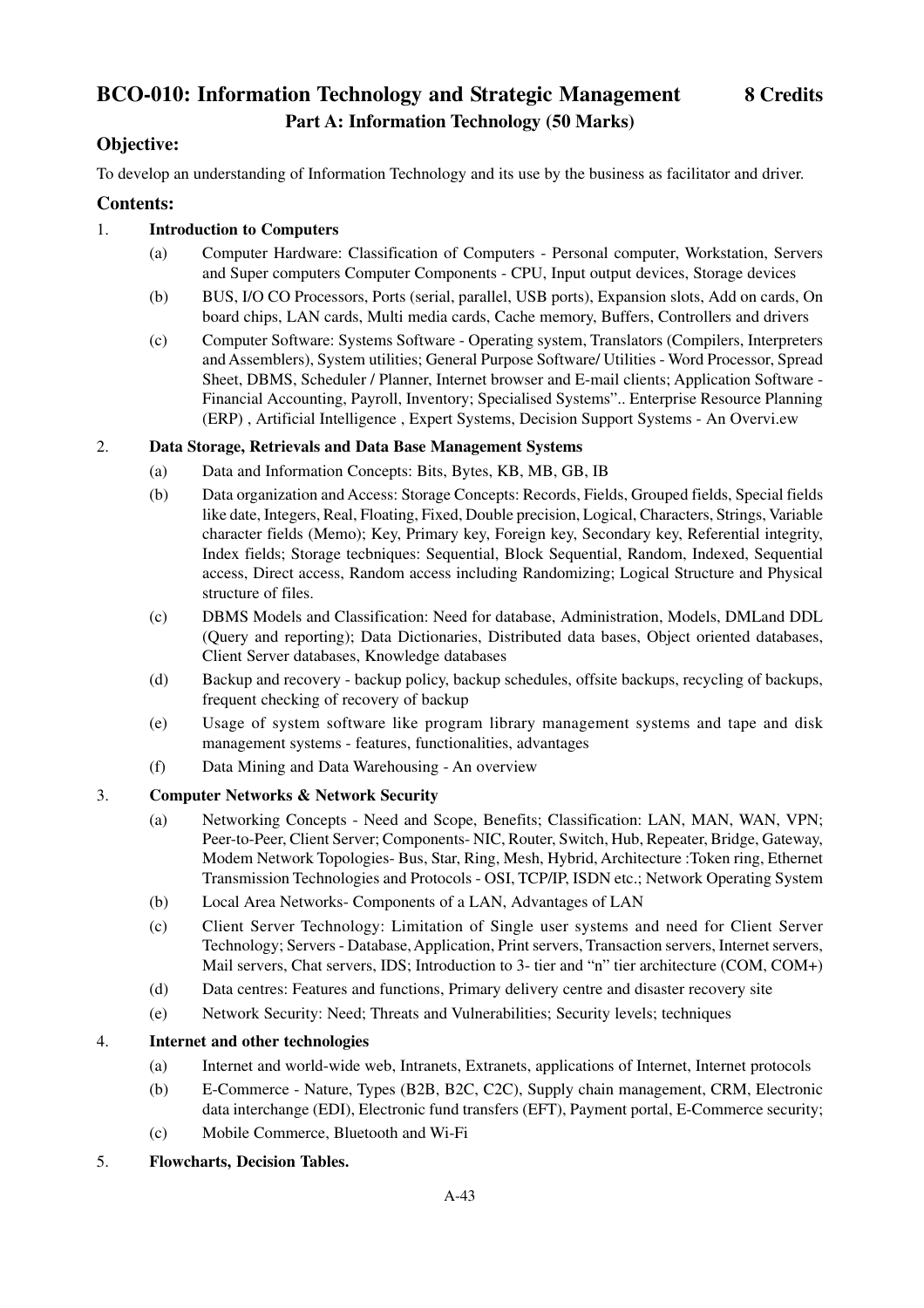## BCO-010: Information Technology and Strategic Management 8 Credits

### Part A: Information Technology (50 Marks)

### Objective:

To develop an understanding of Information Technology and its use by the business as facilitator and driver.

### Contents:

1. **Introduction to Computers**
   - (a) Computer Hardware: Classification of Computers - Personal computer, Workstation, Servers and Super computers Computer Components - CPU, Input output devices, Storage devices
   - (b) BUS, I/O CO Processors, Ports (serial, parallel, USB ports), Expansion slots, Add on cards, On board chips, LAN cards, Multi media cards, Cache memory, Buffers, Controllers and drivers
   - (c) Computer Software: Systems Software - Operating system, Translators (Compilers, Interpreters and Assemblers), System utilities; General Purpose Software/ Utilities - Word Processor, Spread Sheet, DBMS, Scheduler / Planner, Internet browser and E-mail clients; Application Software - Financial Accounting, Payroll, Inventory; Specialised Systems".. Enterprise Resource Planning (ERP) , Artificial Intelligence , Expert Systems, Decision Support Systems - An Overvi.ew

2. **Data Storage, Retrievals and Data Base Management Systems**
   - (a) Data and Information Concepts: Bits, Bytes, KB, MB, GB, IB
   - (b) Data organization and Access: Storage Concepts: Records, Fields, Grouped fields, Special fields like date, Integers, Real, Floating, Fixed, Double precision, Logical, Characters, Strings, Variable character fields (Memo); Key, Primary key, Foreign key, Secondary key, Referential integrity, Index fields; Storage tecbniques: Sequential, Block Sequential, Random, Indexed, Sequential access, Direct access, Random access including Randomizing; Logical Structure and Physical structure of files.
   - (c) DBMS Models and Classification: Need for database, Administration, Models, DMLand DDL (Query and reporting); Data Dictionaries, Distributed data bases, Object oriented databases, Client Server databases, Knowledge databases
   - (d) Backup and recovery - backup policy, backup schedules, offsite backups, recycling of backups, frequent checking of recovery of backup
   - (e) Usage of system software like program library management systems and tape and disk management systems - features, functionalities, advantages
   - (f) Data Mining and Data Warehousing - An overview

3. **Computer Networks & Network Security**
   - (a) Networking Concepts - Need and Scope, Benefits; Classification: LAN, MAN, WAN, VPN; Peer-to-Peer, Client Server; Components- NIC, Router, Switch, Hub, Repeater, Bridge, Gateway, Modem Network Topologies- Bus, Star, Ring, Mesh, Hybrid, Architecture :Token ring, Ethernet Transmission Technologies and Protocols - OSI, TCP/IP, ISDN etc.; Network Operating System
   - (b) Local Area Networks- Components of a LAN, Advantages of LAN
   - (c) Client Server Technology: Limitation of Single user systems and need for Client Server Technology; Servers - Database, Application, Print servers, Transaction servers, Internet servers, Mail servers, Chat servers, IDS; Introduction to 3- tier and "n" tier architecture (COM, COM+)
   - (d) Data centres: Features and functions, Primary delivery centre and disaster recovery site
   - (e) Network Security: Need; Threats and Vulnerabilities; Security levels; techniques

4. **Internet and other technologies**
   - (a) Internet and world-wide web, Intranets, Extranets, applications of Internet, Internet protocols
   - (b) E-Commerce - Nature, Types (B2B, B2C, C2C), Supply chain management, CRM, Electronic data interchange (EDI), Electronic fund transfers (EFT), Payment portal, E-Commerce security;
   - (c) Mobile Commerce, Bluetooth and Wi-Fi

5. **Flowcharts, Decision Tables.**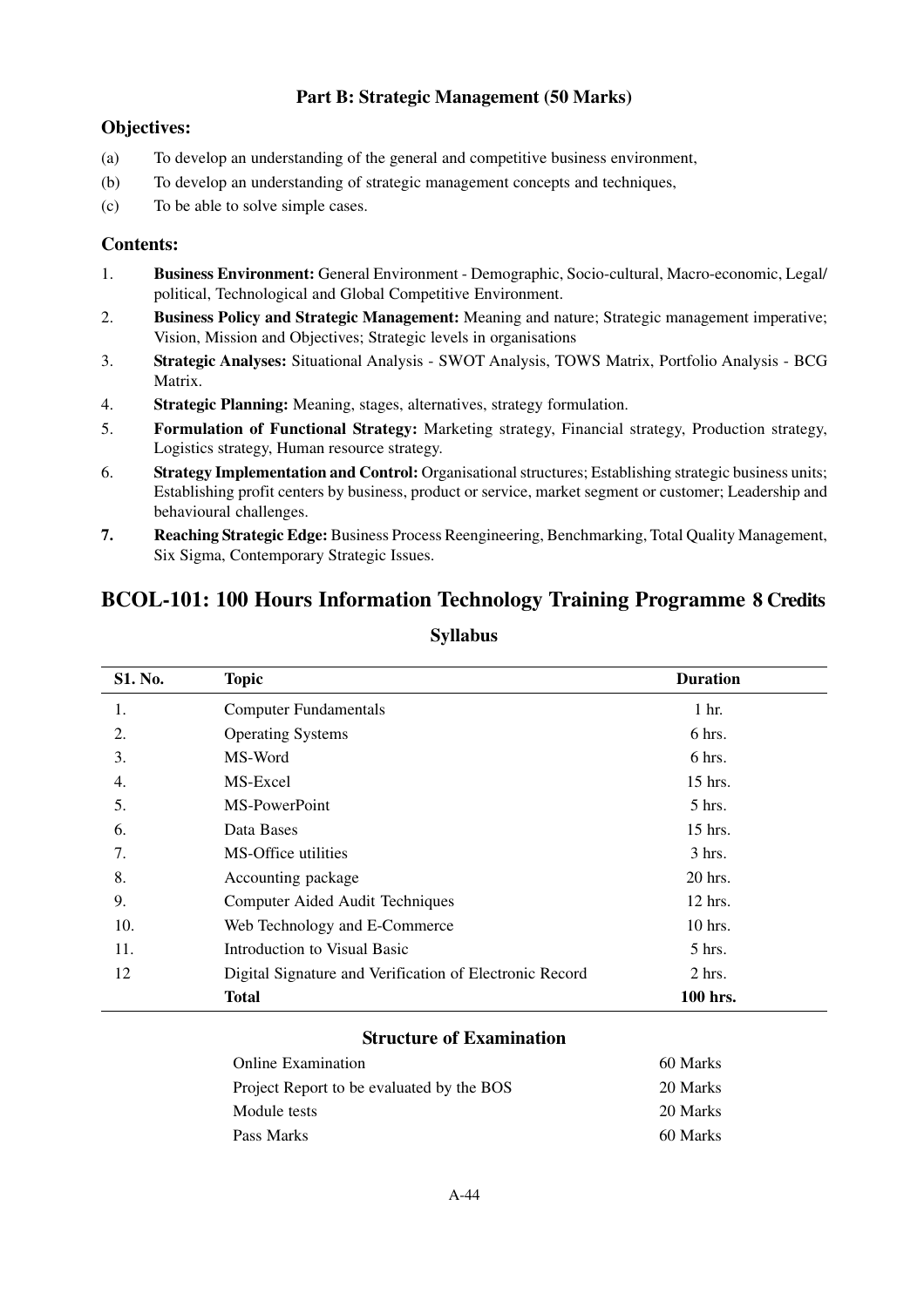### Part B: Strategic Management (50 Marks)

**Objectives:**

(a) To develop an understanding of the general and competitive business environment,

(b) To develop an understanding of strategic management concepts and techniques,

(c) To be able to solve simple cases.

**Contents:**

1. **Business Environment:** General Environment - Demographic, Socio-cultural, Macro-economic, Legal/ political, Technological and Global Competitive Environment.
2. **Business Policy and Strategic Management:** Meaning and nature; Strategic management imperative; Vision, Mission and Objectives; Strategic levels in organisations
3. **Strategic Analyses:** Situational Analysis - SWOT Analysis, TOWS Matrix, Portfolio Analysis - BCG Matrix.
4. **Strategic Planning:** Meaning, stages, alternatives, strategy formulation.
5. **Formulation of Functional Strategy:** Marketing strategy, Financial strategy, Production strategy, Logistics strategy, Human resource strategy.
6. **Strategy Implementation and Control:** Organisational structures; Establishing strategic business units; Establishing profit centers by business, product or service, market segment or customer; Leadership and behavioural challenges.
7. **Reaching Strategic Edge:** Business Process Reengineering, Benchmarking, Total Quality Management, Six Sigma, Contemporary Strategic Issues.

## BCOL-101: 100 Hours Information Technology Training Programme 8 Credits

### Syllabus

| Sl. No. | Topic | Duration |
|---|---|---|
| 1. | Computer Fundamentals | 1 hr. |
| 2. | Operating Systems | 6 hrs. |
| 3. | MS-Word | 6 hrs. |
| 4. | MS-Excel | 15 hrs. |
| 5. | MS-PowerPoint | 5 hrs. |
| 6. | Data Bases | 15 hrs. |
| 7. | MS-Office utilities | 3 hrs. |
| 8. | Accounting package | 20 hrs. |
| 9. | Computer Aided Audit Techniques | 12 hrs. |
| 10. | Web Technology and E-Commerce | 10 hrs. |
| 11. | Introduction to Visual Basic | 5 hrs. |
| 12 | Digital Signature and Verification of Electronic Record | 2 hrs. |
| | **Total** | **100 hrs.** |

### Structure of Examination

| | |
|---|---|
| Online Examination | 60 Marks |
| Project Report to be evaluated by the BOS | 20 Marks |
| Module tests | 20 Marks |
| Pass Marks | 60 Marks |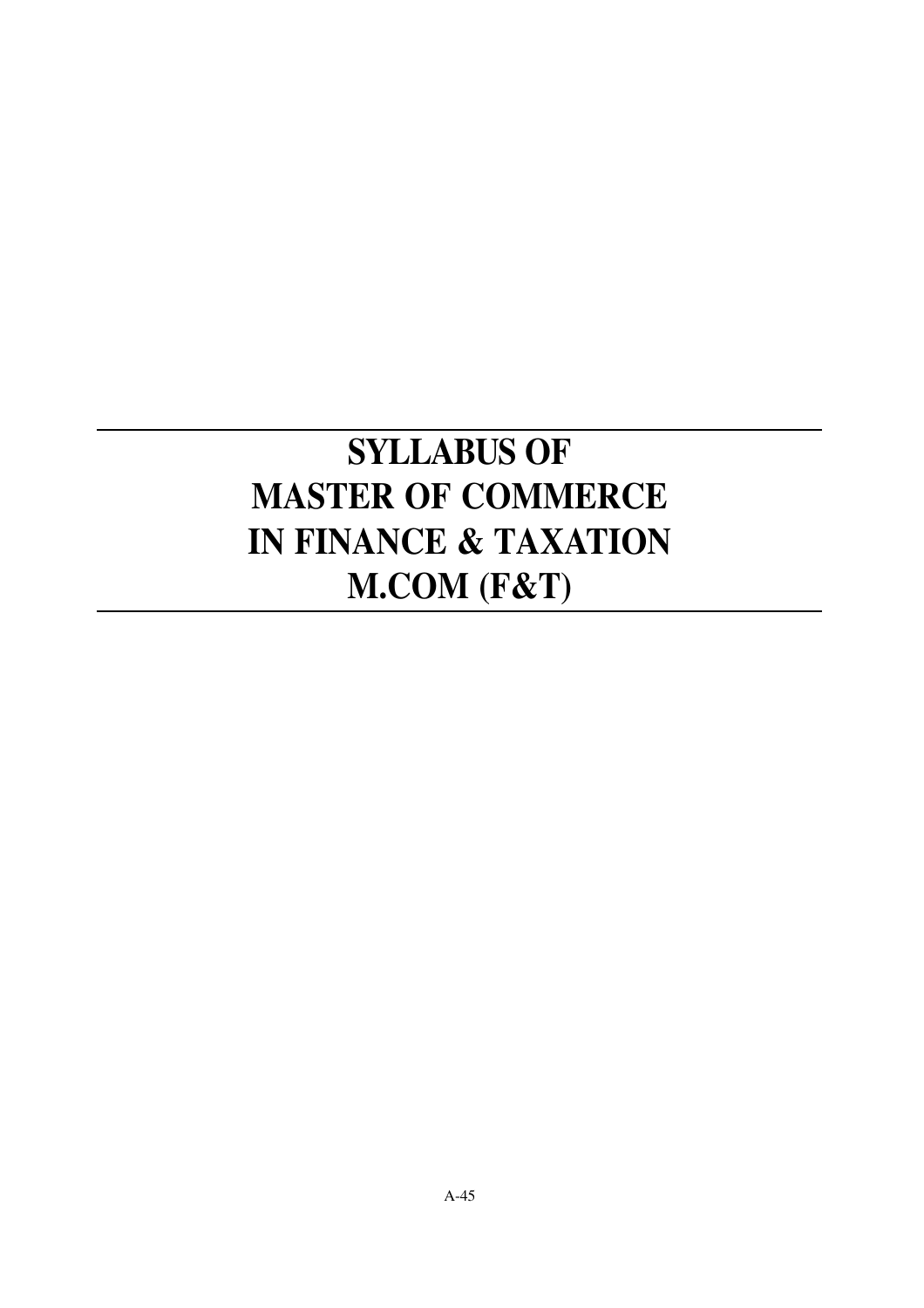# SYLLABUS OF MASTER OF COMMERCE IN FINANCE & TAXATION M.COM (F&T)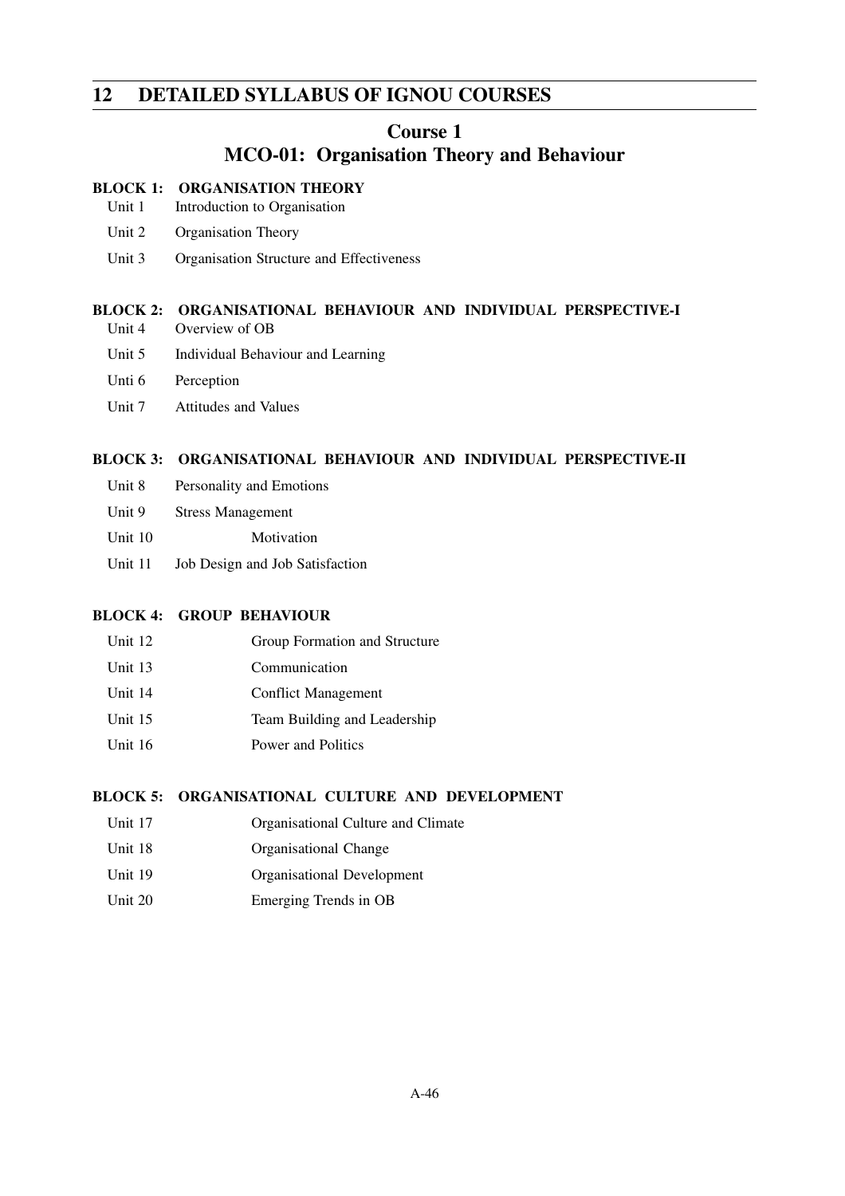## 12 DETAILED SYLLABUS OF IGNOU COURSES

### Course 1
### MCO-01: Organisation Theory and Behaviour

**BLOCK 1: ORGANISATION THEORY**

Unit 1 Introduction to Organisation

Unit 2 Organisation Theory

Unit 3 Organisation Structure and Effectiveness

**BLOCK 2: ORGANISATIONAL BEHAVIOUR AND INDIVIDUAL PERSPECTIVE-I**

Unit 4 Overview of OB

Unit 5 Individual Behaviour and Learning

Unti 6 Perception

Unit 7 Attitudes and Values

**BLOCK 3: ORGANISATIONAL BEHAVIOUR AND INDIVIDUAL PERSPECTIVE-II**

Unit 8 Personality and Emotions

Unit 9 Stress Management

Unit 10 Motivation

Unit 11 Job Design and Job Satisfaction

**BLOCK 4: GROUP BEHAVIOUR**

Unit 12 Group Formation and Structure

Unit 13 Communication

Unit 14 Conflict Management

Unit 15 Team Building and Leadership

Unit 16 Power and Politics

**BLOCK 5: ORGANISATIONAL CULTURE AND DEVELOPMENT**

Unit 17 Organisational Culture and Climate

Unit 18 Organisational Change

Unit 19 Organisational Development

Unit 20 Emerging Trends in OB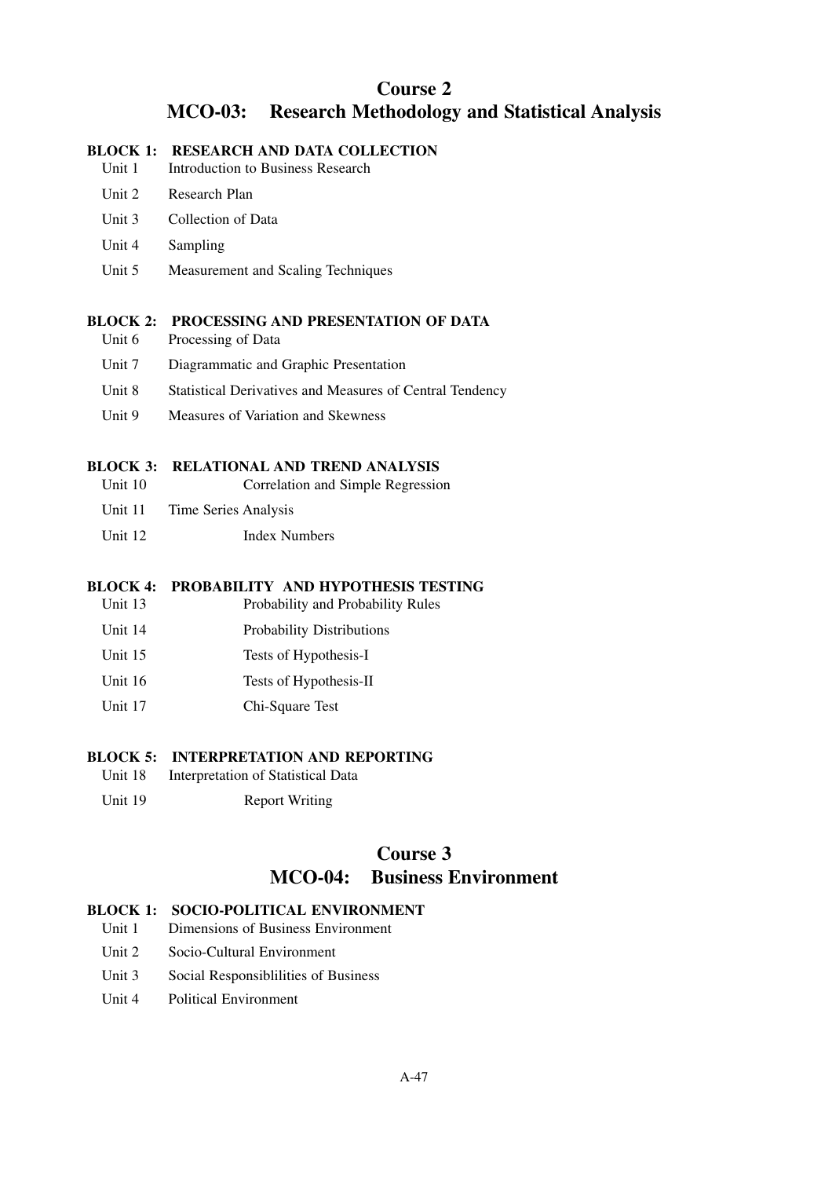# Course 2
# MCO-03: Research Methodology and Statistical Analysis

**BLOCK 1: RESEARCH AND DATA COLLECTION**

- Unit 1 Introduction to Business Research
- Unit 2 Research Plan
- Unit 3 Collection of Data
- Unit 4 Sampling
- Unit 5 Measurement and Scaling Techniques

**BLOCK 2: PROCESSING AND PRESENTATION OF DATA**

- Unit 6 Processing of Data
- Unit 7 Diagrammatic and Graphic Presentation
- Unit 8 Statistical Derivatives and Measures of Central Tendency
- Unit 9 Measures of Variation and Skewness

**BLOCK 3: RELATIONAL AND TREND ANALYSIS**

- Unit 10 Correlation and Simple Regression
- Unit 11 Time Series Analysis
- Unit 12 Index Numbers

**BLOCK 4: PROBABILITY AND HYPOTHESIS TESTING**

- Unit 13 Probability and Probability Rules
- Unit 14 Probability Distributions
- Unit 15 Tests of Hypothesis-I
- Unit 16 Tests of Hypothesis-II
- Unit 17 Chi-Square Test

**BLOCK 5: INTERPRETATION AND REPORTING**

- Unit 18 Interpretation of Statistical Data
- Unit 19 Report Writing

# Course 3
# MCO-04: Business Environment

**BLOCK 1: SOCIO-POLITICAL ENVIRONMENT**

- Unit 1 Dimensions of Business Environment
- Unit 2 Socio-Cultural Environment
- Unit 3 Social Responsiblilities of Business
- Unit 4 Political Environment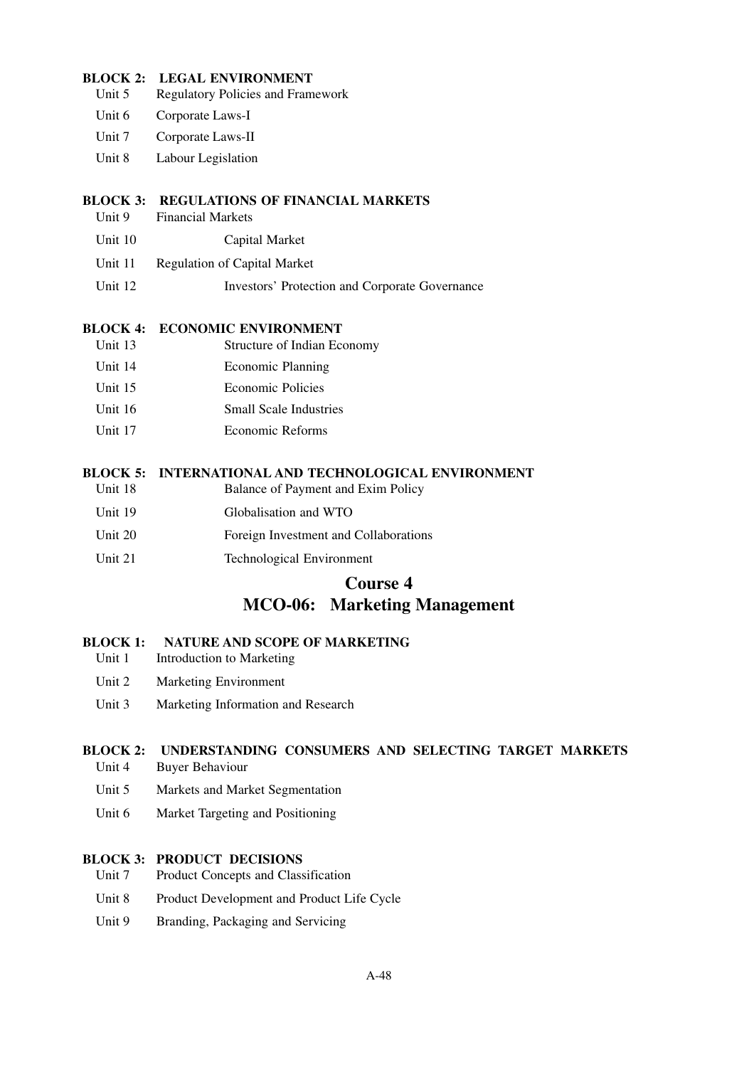**BLOCK 2: LEGAL ENVIRONMENT**

- Unit 5 Regulatory Policies and Framework
- Unit 6 Corporate Laws-I
- Unit 7 Corporate Laws-II
- Unit 8 Labour Legislation

**BLOCK 3: REGULATIONS OF FINANCIAL MARKETS**

- Unit 9 Financial Markets
- Unit 10 Capital Market
- Unit 11 Regulation of Capital Market
- Unit 12 Investors' Protection and Corporate Governance

**BLOCK 4: ECONOMIC ENVIRONMENT**

- Unit 13 Structure of Indian Economy
- Unit 14 Economic Planning
- Unit 15 Economic Policies
- Unit 16 Small Scale Industries
- Unit 17 Economic Reforms

**BLOCK 5: INTERNATIONAL AND TECHNOLOGICAL ENVIRONMENT**

- Unit 18 Balance of Payment and Exim Policy
- Unit 19 Globalisation and WTO
- Unit 20 Foreign Investment and Collaborations
- Unit 21 Technological Environment

## Course 4
## MCO-06: Marketing Management

**BLOCK 1: NATURE AND SCOPE OF MARKETING**

- Unit 1 Introduction to Marketing
- Unit 2 Marketing Environment
- Unit 3 Marketing Information and Research

**BLOCK 2: UNDERSTANDING CONSUMERS AND SELECTING TARGET MARKETS**

- Unit 4 Buyer Behaviour
- Unit 5 Markets and Market Segmentation
- Unit 6 Market Targeting and Positioning

**BLOCK 3: PRODUCT DECISIONS**

- Unit 7 Product Concepts and Classification
- Unit 8 Product Development and Product Life Cycle
- Unit 9 Branding, Packaging and Servicing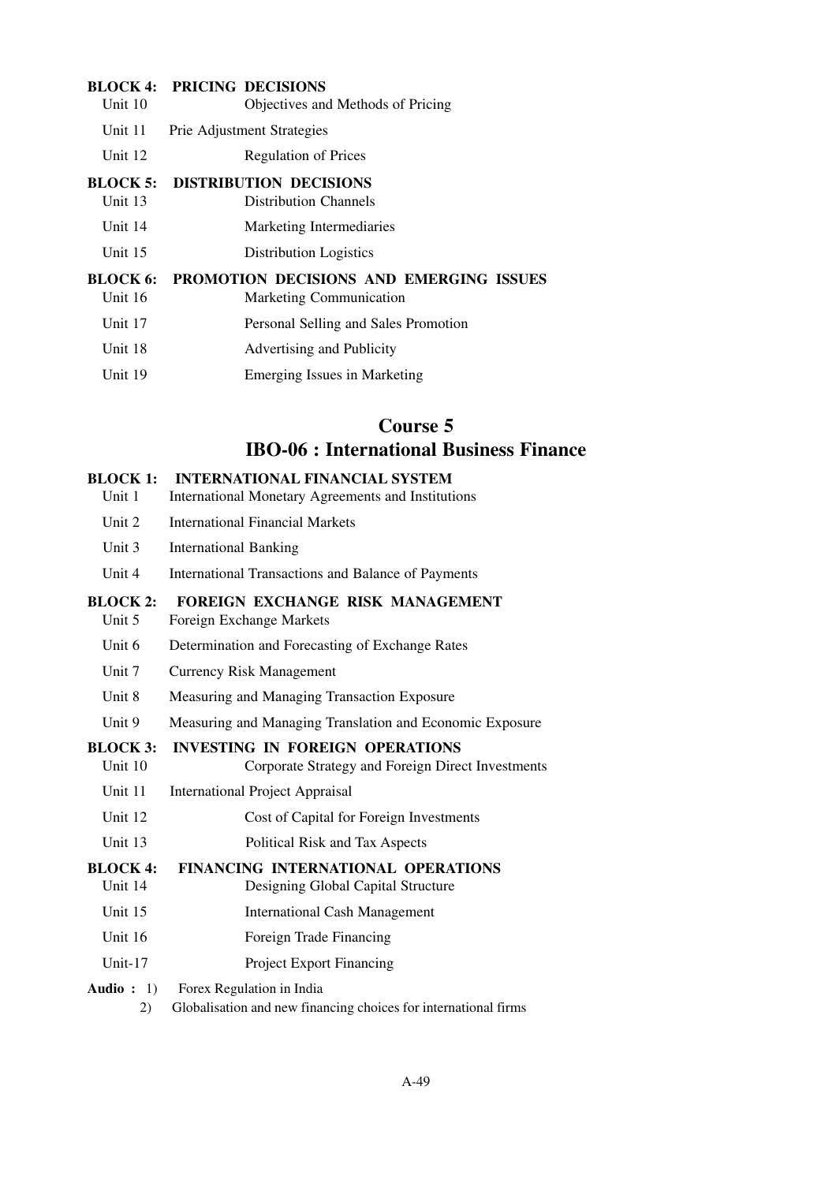**BLOCK 4: PRICING DECISIONS**

Unit 10 Objectives and Methods of Pricing

Unit 11 Prie Adjustment Strategies

Unit 12 Regulation of Prices

**BLOCK 5: DISTRIBUTION DECISIONS**

Unit 13 Distribution Channels

Unit 14 Marketing Intermediaries

Unit 15 Distribution Logistics

**BLOCK 6: PROMOTION DECISIONS AND EMERGING ISSUES**

Unit 16 Marketing Communication

Unit 17 Personal Selling and Sales Promotion

Unit 18 Advertising and Publicity

Unit 19 Emerging Issues in Marketing

## Course 5

## IBO-06 : International Business Finance

**BLOCK 1: INTERNATIONAL FINANCIAL SYSTEM**

Unit 1 International Monetary Agreements and Institutions

Unit 2 International Financial Markets

Unit 3 International Banking

Unit 4 International Transactions and Balance of Payments

**BLOCK 2: FOREIGN EXCHANGE RISK MANAGEMENT**

Unit 5 Foreign Exchange Markets

Unit 6 Determination and Forecasting of Exchange Rates

Unit 7 Currency Risk Management

Unit 8 Measuring and Managing Transaction Exposure

Unit 9 Measuring and Managing Translation and Economic Exposure

**BLOCK 3: INVESTING IN FOREIGN OPERATIONS**

Unit 10 Corporate Strategy and Foreign Direct Investments

Unit 11 International Project Appraisal

Unit 12 Cost of Capital for Foreign Investments

Unit 13 Political Risk and Tax Aspects

**BLOCK 4: FINANCING INTERNATIONAL OPERATIONS**

Unit 14 Designing Global Capital Structure

Unit 15 International Cash Management

Unit 16 Foreign Trade Financing

Unit-17 Project Export Financing

**Audio :** 1) Forex Regulation in India

2) Globalisation and new financing choices for international firms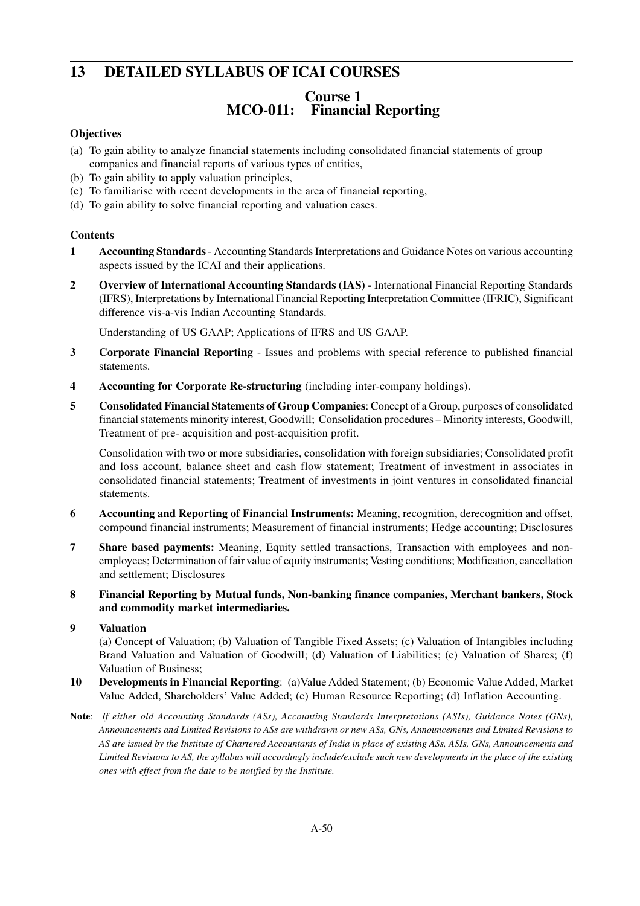## 13 DETAILED SYLLABUS OF ICAI COURSES

### Course 1
### MCO-011: Financial Reporting

**Objectives**

(a) To gain ability to analyze financial statements including consolidated financial statements of group companies and financial reports of various types of entities,

(b) To gain ability to apply valuation principles,

(c) To familiarise with recent developments in the area of financial reporting,

(d) To gain ability to solve financial reporting and valuation cases.

**Contents**

**1 Accounting Standards** - Accounting Standards Interpretations and Guidance Notes on various accounting aspects issued by the ICAI and their applications.

**2 Overview of International Accounting Standards (IAS) -** International Financial Reporting Standards (IFRS), Interpretations by International Financial Reporting Interpretation Committee (IFRIC), Significant difference vis-a-vis Indian Accounting Standards.

Understanding of US GAAP; Applications of IFRS and US GAAP.

**3 Corporate Financial Reporting** - Issues and problems with special reference to published financial statements.

**4 Accounting for Corporate Re-structuring** (including inter-company holdings).

**5 Consolidated Financial Statements of Group Companies**: Concept of a Group, purposes of consolidated financial statements minority interest, Goodwill; Consolidation procedures – Minority interests, Goodwill, Treatment of pre- acquisition and post-acquisition profit.

Consolidation with two or more subsidiaries, consolidation with foreign subsidiaries; Consolidated profit and loss account, balance sheet and cash flow statement; Treatment of investment in associates in consolidated financial statements; Treatment of investments in joint ventures in consolidated financial statements.

**6 Accounting and Reporting of Financial Instruments:** Meaning, recognition, derecognition and offset, compound financial instruments; Measurement of financial instruments; Hedge accounting; Disclosures

**7 Share based payments:** Meaning, Equity settled transactions, Transaction with employees and non-employees; Determination of fair value of equity instruments; Vesting conditions; Modification, cancellation and settlement; Disclosures

**8 Financial Reporting by Mutual funds, Non-banking finance companies, Merchant bankers, Stock and commodity market intermediaries.**

**9 Valuation**

(a) Concept of Valuation; (b) Valuation of Tangible Fixed Assets; (c) Valuation of Intangibles including Brand Valuation and Valuation of Goodwill; (d) Valuation of Liabilities; (e) Valuation of Shares; (f) Valuation of Business;

**10 Developments in Financial Reporting**: (a)Value Added Statement; (b) Economic Value Added, Market Value Added, Shareholders' Value Added; (c) Human Resource Reporting; (d) Inflation Accounting.

**Note**: *If either old Accounting Standards (ASs), Accounting Standards Interpretations (ASIs), Guidance Notes (GNs), Announcements and Limited Revisions to ASs are withdrawn or new ASs, GNs, Announcements and Limited Revisions to AS are issued by the Institute of Chartered Accountants of India in place of existing ASs, ASIs, GNs, Announcements and Limited Revisions to AS, the syllabus will accordingly include/exclude such new developments in the place of the existing ones with effect from the date to be notified by the Institute.*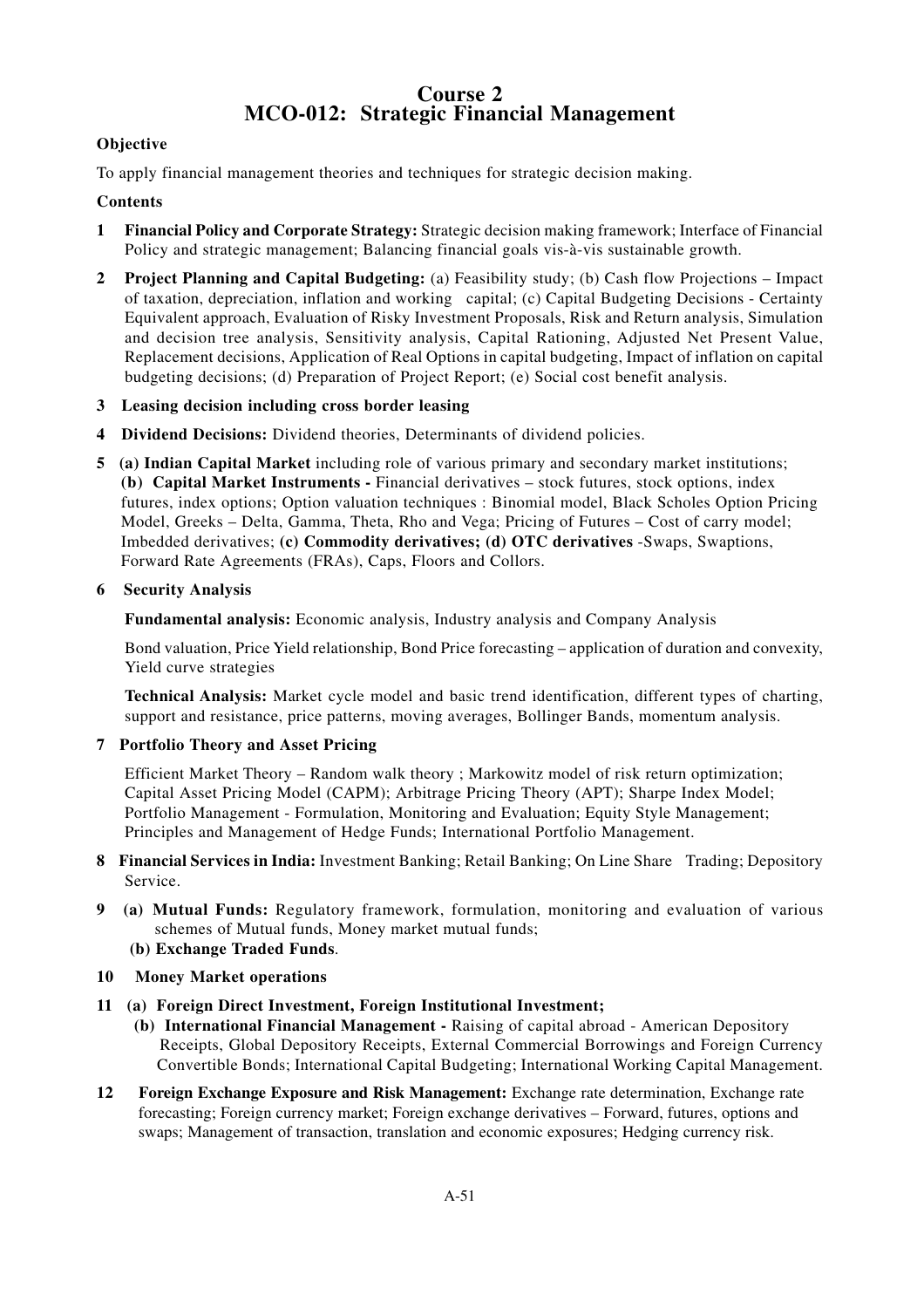# Course 2
# MCO-012: Strategic Financial Management

**Objective**

To apply financial management theories and techniques for strategic decision making.

**Contents**

1. **Financial Policy and Corporate Strategy:** Strategic decision making framework; Interface of Financial Policy and strategic management; Balancing financial goals vis-à-vis sustainable growth.

2. **Project Planning and Capital Budgeting:** (a) Feasibility study; (b) Cash flow Projections – Impact of taxation, depreciation, inflation and working capital; (c) Capital Budgeting Decisions - Certainty Equivalent approach, Evaluation of Risky Investment Proposals, Risk and Return analysis, Simulation and decision tree analysis, Sensitivity analysis, Capital Rationing, Adjusted Net Present Value, Replacement decisions, Application of Real Options in capital budgeting, Impact of inflation on capital budgeting decisions; (d) Preparation of Project Report; (e) Social cost benefit analysis.

3. **Leasing decision including cross border leasing**

4. **Dividend Decisions:** Dividend theories, Determinants of dividend policies.

5. **(a) Indian Capital Market** including role of various primary and secondary market institutions; **(b) Capital Market Instruments -** Financial derivatives – stock futures, stock options, index futures, index options; Option valuation techniques : Binomial model, Black Scholes Option Pricing Model, Greeks – Delta, Gamma, Theta, Rho and Vega; Pricing of Futures – Cost of carry model; Imbedded derivatives; **(c) Commodity derivatives; (d) OTC derivatives** -Swaps, Swaptions, Forward Rate Agreements (FRAs), Caps, Floors and Collors.

6. **Security Analysis**

   **Fundamental analysis:** Economic analysis, Industry analysis and Company Analysis

   Bond valuation, Price Yield relationship, Bond Price forecasting – application of duration and convexity, Yield curve strategies

   **Technical Analysis:** Market cycle model and basic trend identification, different types of charting, support and resistance, price patterns, moving averages, Bollinger Bands, momentum analysis.

7. **Portfolio Theory and Asset Pricing**

   Efficient Market Theory – Random walk theory ; Markowitz model of risk return optimization; Capital Asset Pricing Model (CAPM); Arbitrage Pricing Theory (APT); Sharpe Index Model; Portfolio Management - Formulation, Monitoring and Evaluation; Equity Style Management; Principles and Management of Hedge Funds; International Portfolio Management.

8. **Financial Services in India:** Investment Banking; Retail Banking; On Line Share Trading; Depository Service.

9. **(a) Mutual Funds:** Regulatory framework, formulation, monitoring and evaluation of various schemes of Mutual funds, Money market mutual funds;
   **(b) Exchange Traded Funds**.

10. **Money Market operations**

11. **(a) Foreign Direct Investment, Foreign Institutional Investment;**
    **(b) International Financial Management -** Raising of capital abroad - American Depository Receipts, Global Depository Receipts, External Commercial Borrowings and Foreign Currency Convertible Bonds; International Capital Budgeting; International Working Capital Management.

12. **Foreign Exchange Exposure and Risk Management:** Exchange rate determination, Exchange rate forecasting; Foreign currency market; Foreign exchange derivatives – Forward, futures, options and swaps; Management of transaction, translation and economic exposures; Hedging currency risk.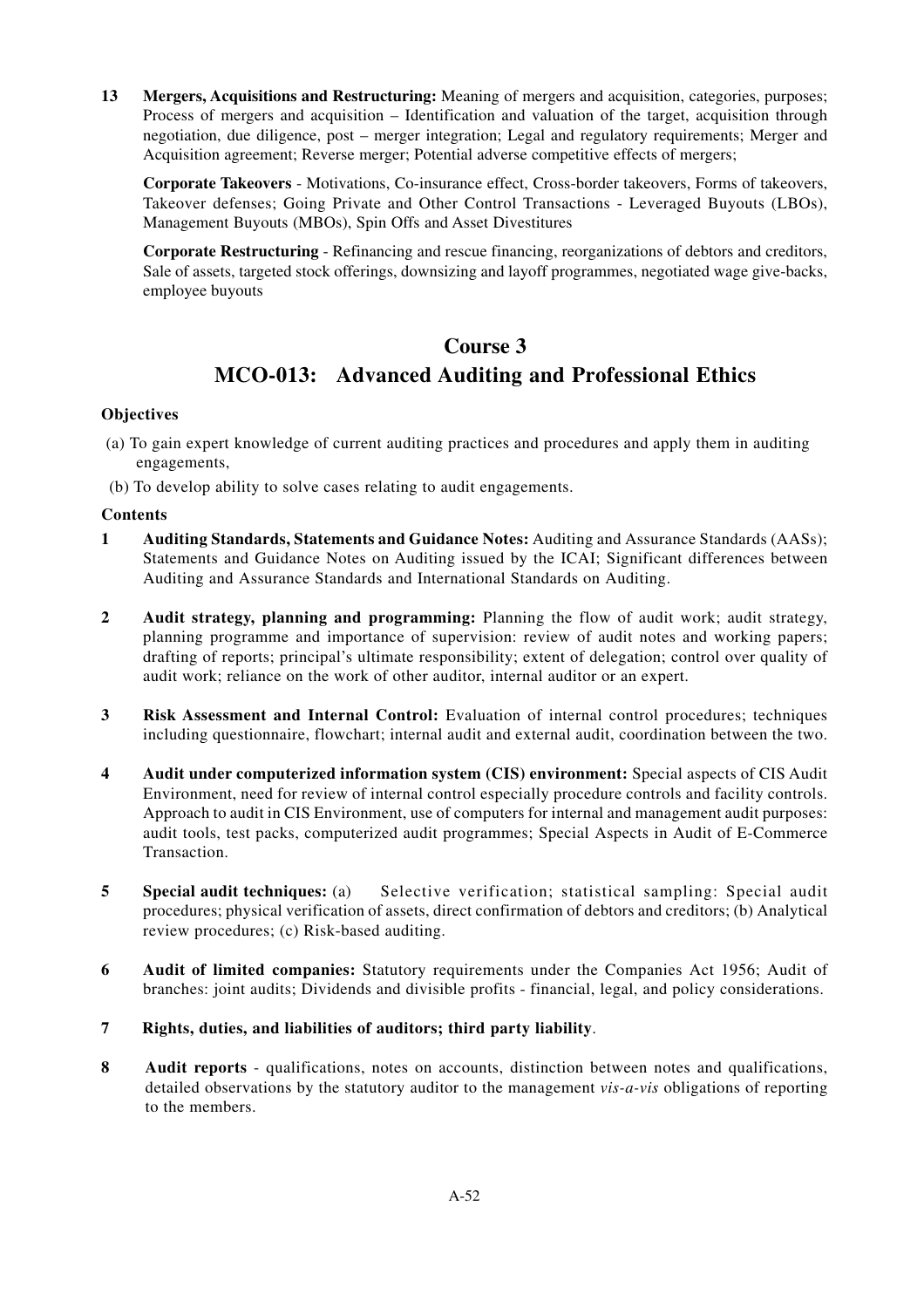**13 Mergers, Acquisitions and Restructuring:** Meaning of mergers and acquisition, categories, purposes; Process of mergers and acquisition – Identification and valuation of the target, acquisition through negotiation, due diligence, post – merger integration; Legal and regulatory requirements; Merger and Acquisition agreement; Reverse merger; Potential adverse competitive effects of mergers;

**Corporate Takeovers** - Motivations, Co-insurance effect, Cross-border takeovers, Forms of takeovers, Takeover defenses; Going Private and Other Control Transactions - Leveraged Buyouts (LBOs), Management Buyouts (MBOs), Spin Offs and Asset Divestitures

**Corporate Restructuring** - Refinancing and rescue financing, reorganizations of debtors and creditors, Sale of assets, targeted stock offerings, downsizing and layoff programmes, negotiated wage give-backs, employee buyouts

## Course 3

## MCO-013: Advanced Auditing and Professional Ethics

### Objectives

(a) To gain expert knowledge of current auditing practices and procedures and apply them in auditing engagements,

(b) To develop ability to solve cases relating to audit engagements.

### Contents

**1 Auditing Standards, Statements and Guidance Notes:** Auditing and Assurance Standards (AASs); Statements and Guidance Notes on Auditing issued by the ICAI; Significant differences between Auditing and Assurance Standards and International Standards on Auditing.

**2 Audit strategy, planning and programming:** Planning the flow of audit work; audit strategy, planning programme and importance of supervision: review of audit notes and working papers; drafting of reports; principal's ultimate responsibility; extent of delegation; control over quality of audit work; reliance on the work of other auditor, internal auditor or an expert.

**3 Risk Assessment and Internal Control:** Evaluation of internal control procedures; techniques including questionnaire, flowchart; internal audit and external audit, coordination between the two.

**4 Audit under computerized information system (CIS) environment:** Special aspects of CIS Audit Environment, need for review of internal control especially procedure controls and facility controls. Approach to audit in CIS Environment, use of computers for internal and management audit purposes: audit tools, test packs, computerized audit programmes; Special Aspects in Audit of E-Commerce Transaction.

**5 Special audit techniques:** (a) Selective verification; statistical sampling: Special audit procedures; physical verification of assets, direct confirmation of debtors and creditors; (b) Analytical review procedures; (c) Risk-based auditing.

**6 Audit of limited companies:** Statutory requirements under the Companies Act 1956; Audit of branches: joint audits; Dividends and divisible profits - financial, legal, and policy considerations.

**7 Rights, duties, and liabilities of auditors; third party liability**.

**8 Audit reports** - qualifications, notes on accounts, distinction between notes and qualifications, detailed observations by the statutory auditor to the management *vis-a-vis* obligations of reporting to the members.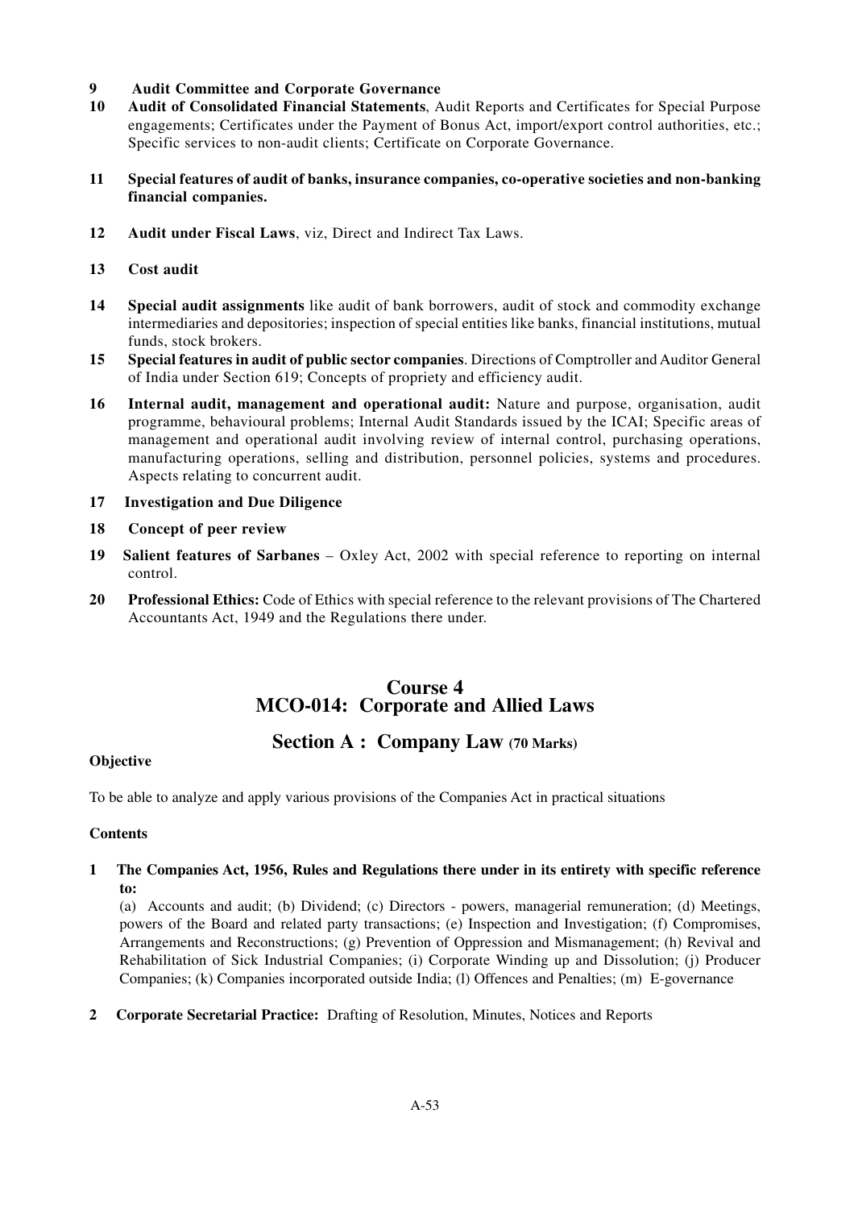9 **Audit Committee and Corporate Governance**

10 **Audit of Consolidated Financial Statements**, Audit Reports and Certificates for Special Purpose engagements; Certificates under the Payment of Bonus Act, import/export control authorities, etc.; Specific services to non-audit clients; Certificate on Corporate Governance.

11 **Special features of audit of banks, insurance companies, co-operative societies and non-banking financial companies.**

12 **Audit under Fiscal Laws**, viz, Direct and Indirect Tax Laws.

13 **Cost audit**

14 **Special audit assignments** like audit of bank borrowers, audit of stock and commodity exchange intermediaries and depositories; inspection of special entities like banks, financial institutions, mutual funds, stock brokers.

15 **Special features in audit of public sector companies**. Directions of Comptroller and Auditor General of India under Section 619; Concepts of propriety and efficiency audit.

16 **Internal audit, management and operational audit:** Nature and purpose, organisation, audit programme, behavioural problems; Internal Audit Standards issued by the ICAI; Specific areas of management and operational audit involving review of internal control, purchasing operations, manufacturing operations, selling and distribution, personnel policies, systems and procedures. Aspects relating to concurrent audit.

17 **Investigation and Due Diligence**

18 **Concept of peer review**

19 **Salient features of Sarbanes** – Oxley Act, 2002 with special reference to reporting on internal control.

20 **Professional Ethics:** Code of Ethics with special reference to the relevant provisions of The Chartered Accountants Act, 1949 and the Regulations there under.

## Course 4
## MCO-014: Corporate and Allied Laws

### Section A : Company Law (70 Marks)

**Objective**

To be able to analyze and apply various provisions of the Companies Act in practical situations

**Contents**

1 **The Companies Act, 1956, Rules and Regulations there under in its entirety with specific reference to:**

(a) Accounts and audit; (b) Dividend; (c) Directors - powers, managerial remuneration; (d) Meetings, powers of the Board and related party transactions; (e) Inspection and Investigation; (f) Compromises, Arrangements and Reconstructions; (g) Prevention of Oppression and Mismanagement; (h) Revival and Rehabilitation of Sick Industrial Companies; (i) Corporate Winding up and Dissolution; (j) Producer Companies; (k) Companies incorporated outside India; (l) Offences and Penalties; (m) E-governance

2 **Corporate Secretarial Practice:** Drafting of Resolution, Minutes, Notices and Reports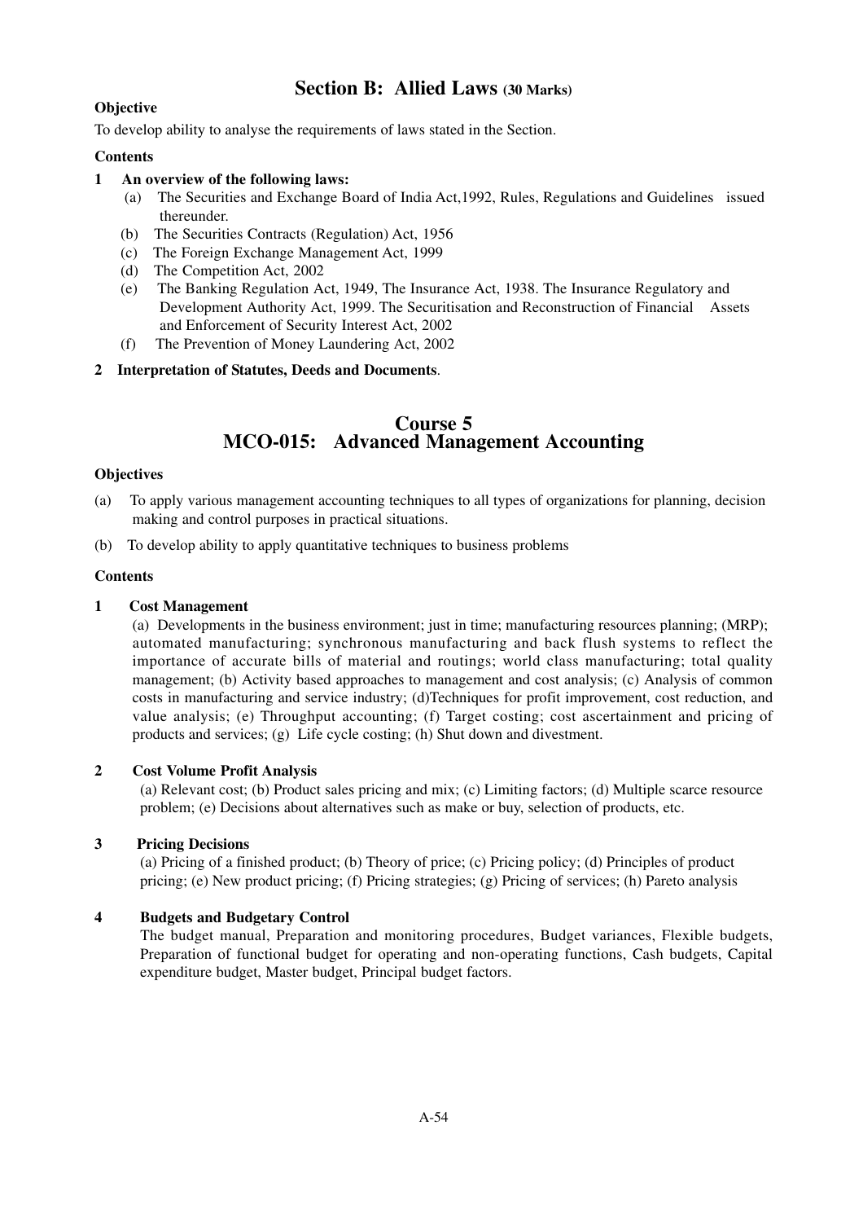## Section B: Allied Laws (30 Marks)

**Objective**

To develop ability to analyse the requirements of laws stated in the Section.

**Contents**

**1 An overview of the following laws:**

- (a) The Securities and Exchange Board of India Act,1992, Rules, Regulations and Guidelines issued thereunder.
- (b) The Securities Contracts (Regulation) Act, 1956
- (c) The Foreign Exchange Management Act, 1999
- (d) The Competition Act, 2002
- (e) The Banking Regulation Act, 1949, The Insurance Act, 1938. The Insurance Regulatory and Development Authority Act, 1999. The Securitisation and Reconstruction of Financial Assets and Enforcement of Security Interest Act, 2002
- (f) The Prevention of Money Laundering Act, 2002

**2 Interpretation of Statutes, Deeds and Documents**.

# Course 5
# MCO-015: Advanced Management Accounting

**Objectives**

(a) To apply various management accounting techniques to all types of organizations for planning, decision making and control purposes in practical situations.

(b) To develop ability to apply quantitative techniques to business problems

**Contents**

**1 Cost Management**

(a) Developments in the business environment; just in time; manufacturing resources planning; (MRP); automated manufacturing; synchronous manufacturing and back flush systems to reflect the importance of accurate bills of material and routings; world class manufacturing; total quality management; (b) Activity based approaches to management and cost analysis; (c) Analysis of common costs in manufacturing and service industry; (d)Techniques for profit improvement, cost reduction, and value analysis; (e) Throughput accounting; (f) Target costing; cost ascertainment and pricing of products and services; (g) Life cycle costing; (h) Shut down and divestment.

**2 Cost Volume Profit Analysis**

(a) Relevant cost; (b) Product sales pricing and mix; (c) Limiting factors; (d) Multiple scarce resource problem; (e) Decisions about alternatives such as make or buy, selection of products, etc.

**3 Pricing Decisions**

(a) Pricing of a finished product; (b) Theory of price; (c) Pricing policy; (d) Principles of product pricing; (e) New product pricing; (f) Pricing strategies; (g) Pricing of services; (h) Pareto analysis

**4 Budgets and Budgetary Control**

The budget manual, Preparation and monitoring procedures, Budget variances, Flexible budgets, Preparation of functional budget for operating and non-operating functions, Cash budgets, Capital expenditure budget, Master budget, Principal budget factors.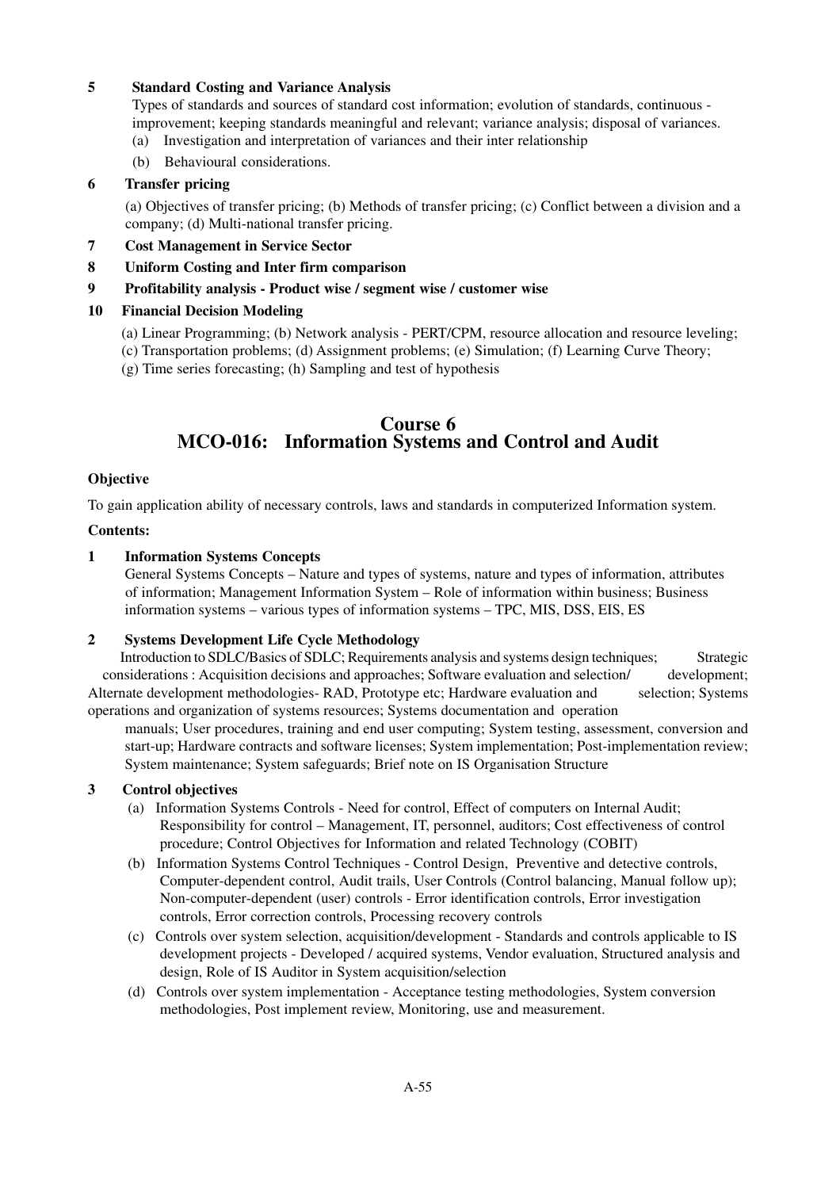**5 Standard Costing and Variance Analysis**

Types of standards and sources of standard cost information; evolution of standards, continuous - improvement; keeping standards meaningful and relevant; variance analysis; disposal of variances.

(a) Investigation and interpretation of variances and their inter relationship

(b) Behavioural considerations.

**6 Transfer pricing**

(a) Objectives of transfer pricing; (b) Methods of transfer pricing; (c) Conflict between a division and a company; (d) Multi-national transfer pricing.

**7 Cost Management in Service Sector**

**8 Uniform Costing and Inter firm comparison**

**9 Profitability analysis - Product wise / segment wise / customer wise**

**10 Financial Decision Modeling**

(a) Linear Programming; (b) Network analysis - PERT/CPM, resource allocation and resource leveling; (c) Transportation problems; (d) Assignment problems; (e) Simulation; (f) Learning Curve Theory; (g) Time series forecasting; (h) Sampling and test of hypothesis

## Course 6
## MCO-016: Information Systems and Control and Audit

**Objective**

To gain application ability of necessary controls, laws and standards in computerized Information system.

**Contents:**

**1 Information Systems Concepts**

General Systems Concepts – Nature and types of systems, nature and types of information, attributes of information; Management Information System – Role of information within business; Business information systems – various types of information systems – TPC, MIS, DSS, EIS, ES

**2 Systems Development Life Cycle Methodology**

Introduction to SDLC/Basics of SDLC; Requirements analysis and systems design techniques; Strategic considerations : Acquisition decisions and approaches; Software evaluation and selection/ development; Alternate development methodologies- RAD, Prototype etc; Hardware evaluation and selection; Systems operations and organization of systems resources; Systems documentation and operation manuals; User procedures, training and end user computing; System testing, assessment, conversion and start-up; Hardware contracts and software licenses; System implementation; Post-implementation review; System maintenance; System safeguards; Brief note on IS Organisation Structure

**3 Control objectives**

(a) Information Systems Controls - Need for control, Effect of computers on Internal Audit; Responsibility for control – Management, IT, personnel, auditors; Cost effectiveness of control procedure; Control Objectives for Information and related Technology (COBIT)

(b) Information Systems Control Techniques - Control Design, Preventive and detective controls, Computer-dependent control, Audit trails, User Controls (Control balancing, Manual follow up); Non-computer-dependent (user) controls - Error identification controls, Error investigation controls, Error correction controls, Processing recovery controls

(c) Controls over system selection, acquisition/development - Standards and controls applicable to IS development projects - Developed / acquired systems, Vendor evaluation, Structured analysis and design, Role of IS Auditor in System acquisition/selection

(d) Controls over system implementation - Acceptance testing methodologies, System conversion methodologies, Post implement review, Monitoring, use and measurement.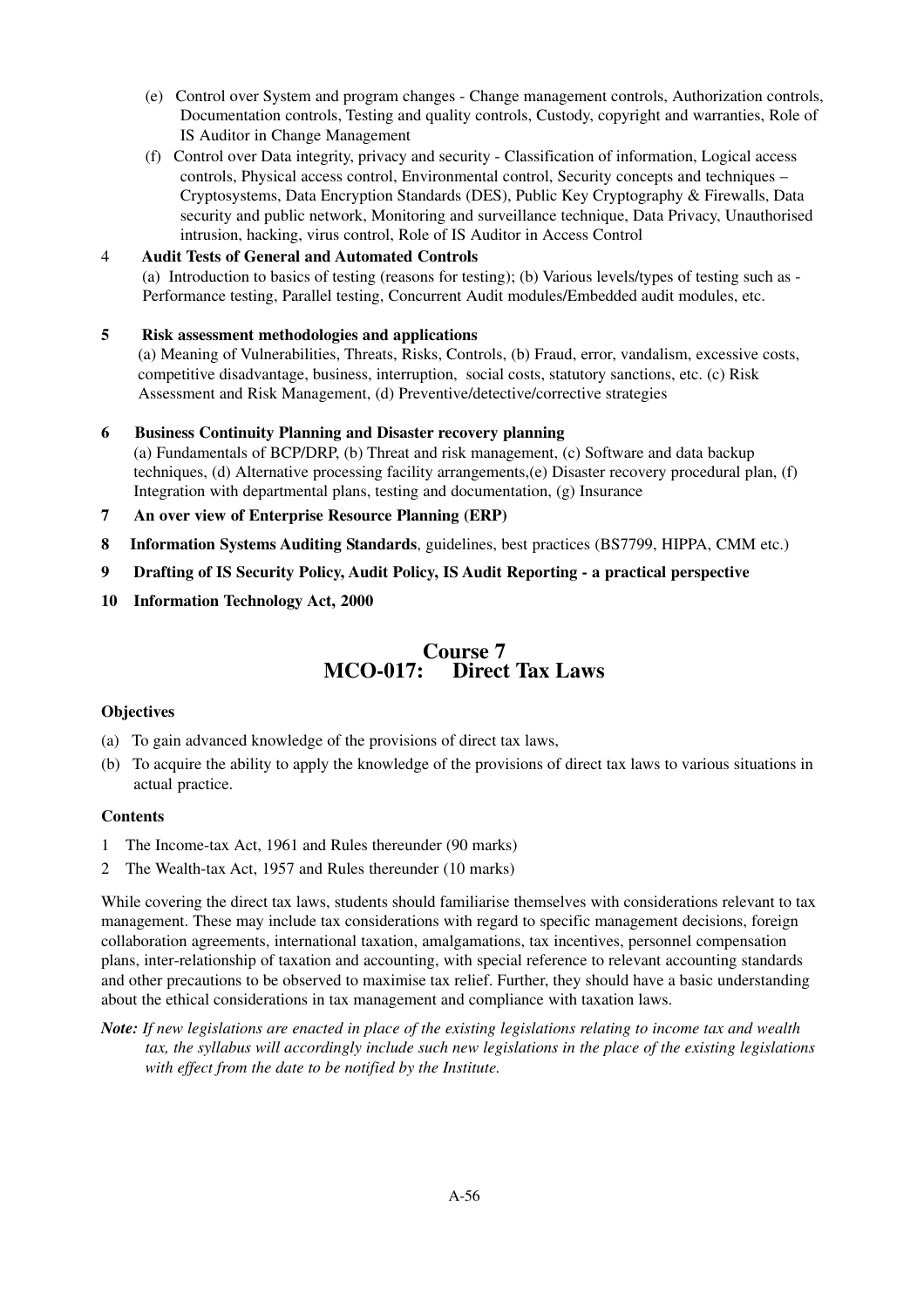(e) Control over System and program changes - Change management controls, Authorization controls, Documentation controls, Testing and quality controls, Custody, copyright and warranties, Role of IS Auditor in Change Management

(f) Control over Data integrity, privacy and security - Classification of information, Logical access controls, Physical access control, Environmental control, Security concepts and techniques – Cryptosystems, Data Encryption Standards (DES), Public Key Cryptography & Firewalls, Data security and public network, Monitoring and surveillance technique, Data Privacy, Unauthorised intrusion, hacking, virus control, Role of IS Auditor in Access Control

4 **Audit Tests of General and Automated Controls**
(a) Introduction to basics of testing (reasons for testing); (b) Various levels/types of testing such as - Performance testing, Parallel testing, Concurrent Audit modules/Embedded audit modules, etc.

5 **Risk assessment methodologies and applications**
(a) Meaning of Vulnerabilities, Threats, Risks, Controls, (b) Fraud, error, vandalism, excessive costs, competitive disadvantage, business, interruption, social costs, statutory sanctions, etc. (c) Risk Assessment and Risk Management, (d) Preventive/detective/corrective strategies

6 **Business Continuity Planning and Disaster recovery planning**
(a) Fundamentals of BCP/DRP, (b) Threat and risk management, (c) Software and data backup techniques, (d) Alternative processing facility arrangements,(e) Disaster recovery procedural plan, (f) Integration with departmental plans, testing and documentation, (g) Insurance

7 **An over view of Enterprise Resource Planning (ERP)**

8 **Information Systems Auditing Standards**, guidelines, best practices (BS7799, HIPPA, CMM etc.)

9 **Drafting of IS Security Policy, Audit Policy, IS Audit Reporting - a practical perspective**

10 **Information Technology Act, 2000**

## Course 7
## MCO-017: Direct Tax Laws

**Objectives**

(a) To gain advanced knowledge of the provisions of direct tax laws,

(b) To acquire the ability to apply the knowledge of the provisions of direct tax laws to various situations in actual practice.

**Contents**

1 The Income-tax Act, 1961 and Rules thereunder (90 marks)

2 The Wealth-tax Act, 1957 and Rules thereunder (10 marks)

While covering the direct tax laws, students should familiarise themselves with considerations relevant to tax management. These may include tax considerations with regard to specific management decisions, foreign collaboration agreements, international taxation, amalgamations, tax incentives, personnel compensation plans, inter-relationship of taxation and accounting, with special reference to relevant accounting standards and other precautions to be observed to maximise tax relief. Further, they should have a basic understanding about the ethical considerations in tax management and compliance with taxation laws.

***Note:*** *If new legislations are enacted in place of the existing legislations relating to income tax and wealth tax, the syllabus will accordingly include such new legislations in the place of the existing legislations with effect from the date to be notified by the Institute.*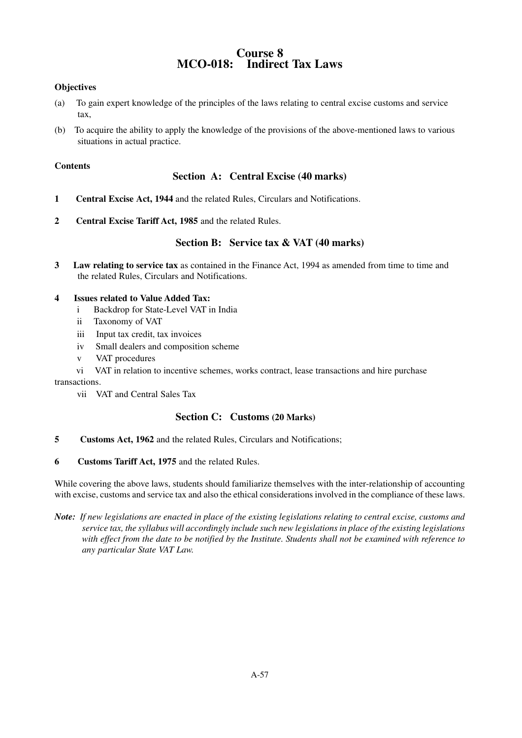# Course 8
# MCO-018: Indirect Tax Laws

**Objectives**

(a) To gain expert knowledge of the principles of the laws relating to central excise customs and service tax,

(b) To acquire the ability to apply the knowledge of the provisions of the above-mentioned laws to various situations in actual practice.

**Contents**

## Section A: Central Excise (40 marks)

**1 Central Excise Act, 1944** and the related Rules, Circulars and Notifications.

**2 Central Excise Tariff Act, 1985** and the related Rules.

## Section B: Service tax & VAT (40 marks)

**3 Law relating to service tax** as contained in the Finance Act, 1994 as amended from time to time and the related Rules, Circulars and Notifications.

**4 Issues related to Value Added Tax:**

- i Backdrop for State-Level VAT in India
- ii Taxonomy of VAT
- iii Input tax credit, tax invoices
- iv Small dealers and composition scheme
- v VAT procedures
- vi VAT in relation to incentive schemes, works contract, lease transactions and hire purchase transactions.
- vii VAT and Central Sales Tax

## Section C: Customs (20 Marks)

**5 Customs Act, 1962** and the related Rules, Circulars and Notifications;

**6 Customs Tariff Act, 1975** and the related Rules.

While covering the above laws, students should familiarize themselves with the inter-relationship of accounting with excise, customs and service tax and also the ethical considerations involved in the compliance of these laws.

***Note:*** *If new legislations are enacted in place of the existing legislations relating to central excise, customs and service tax, the syllabus will accordingly include such new legislations in place of the existing legislations with effect from the date to be notified by the Institute. Students shall not be examined with reference to any particular State VAT Law.*